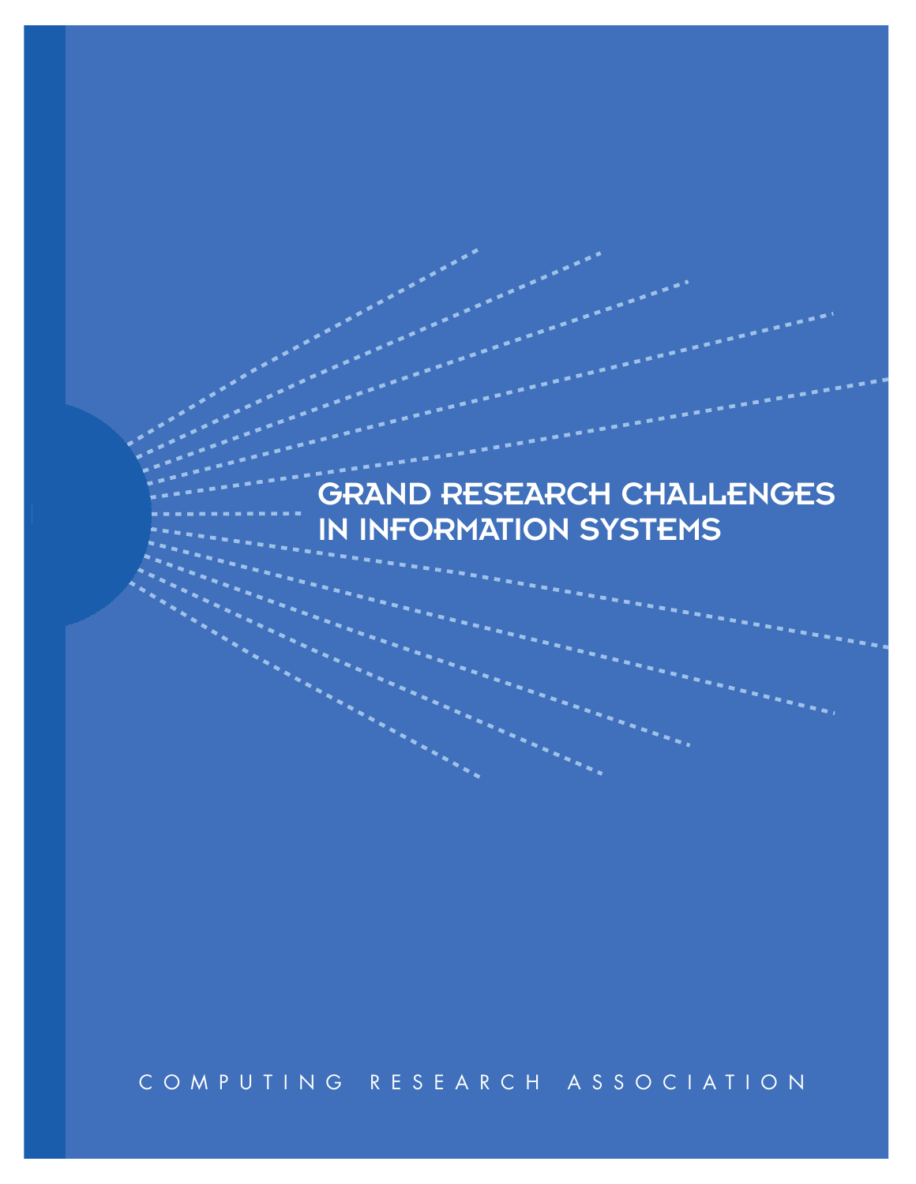# GRAND RESEARCH CHALLENGES IN INFORMATION SYSTEMS

COMPUTING RESEARCH ASSOCIATION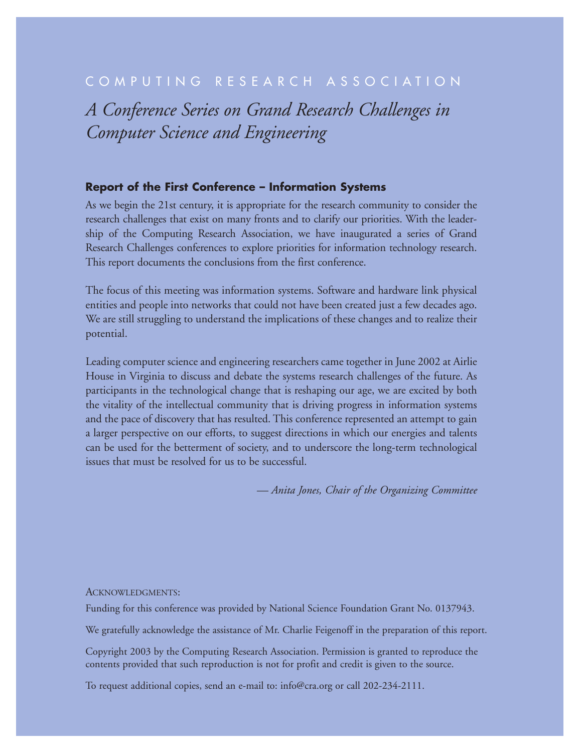COMPUTING RESEARCH ASSOCIATION

# *A Conference Series on Grand Research Challenges in Computer Science and Engineering*

### Report of the First Conference – Information Systems

As we begin the 21st century, it is appropriate for the research community to consider the research challenges that exist on many fronts and to clarify our priorities. With the leadership of the Computing Research Association, we have inaugurated a series of Grand Research Challenges conferences to explore priorities for information technology research. This report documents the conclusions from the first conference.

The focus of this meeting was information systems. Software and hardware link physical entities and people into networks that could not have been created just a few decades ago. We are still struggling to understand the implications of these changes and to realize their potential.

Leading computer science and engineering researchers came together in June 2002 at Airlie House in Virginia to discuss and debate the systems research challenges of the future. As participants in the technological change that is reshaping our age, we are excited by both the vitality of the intellectual community that is driving progress in information systems and the pace of discovery that has resulted. This conference represented an attempt to gain a larger perspective on our efforts, to suggest directions in which our energies and talents can be used for the betterment of society, and to underscore the long-term technological issues that must be resolved for us to be successful.

*— Anita Jones, Chair of the Organizing Committee*

ACKNOWLEDGMENTS:

Funding for this conference was provided by National Science Foundation Grant No. 0137943.

We gratefully acknowledge the assistance of Mr. Charlie Feigenoff in the preparation of this report.

Copyright 2003 by the Computing Research Association. Permission is granted to reproduce the contents provided that such reproduction is not for profit and credit is given to the source.

To request additional copies, send an e-mail to: info@cra.org or call 202-234-2111.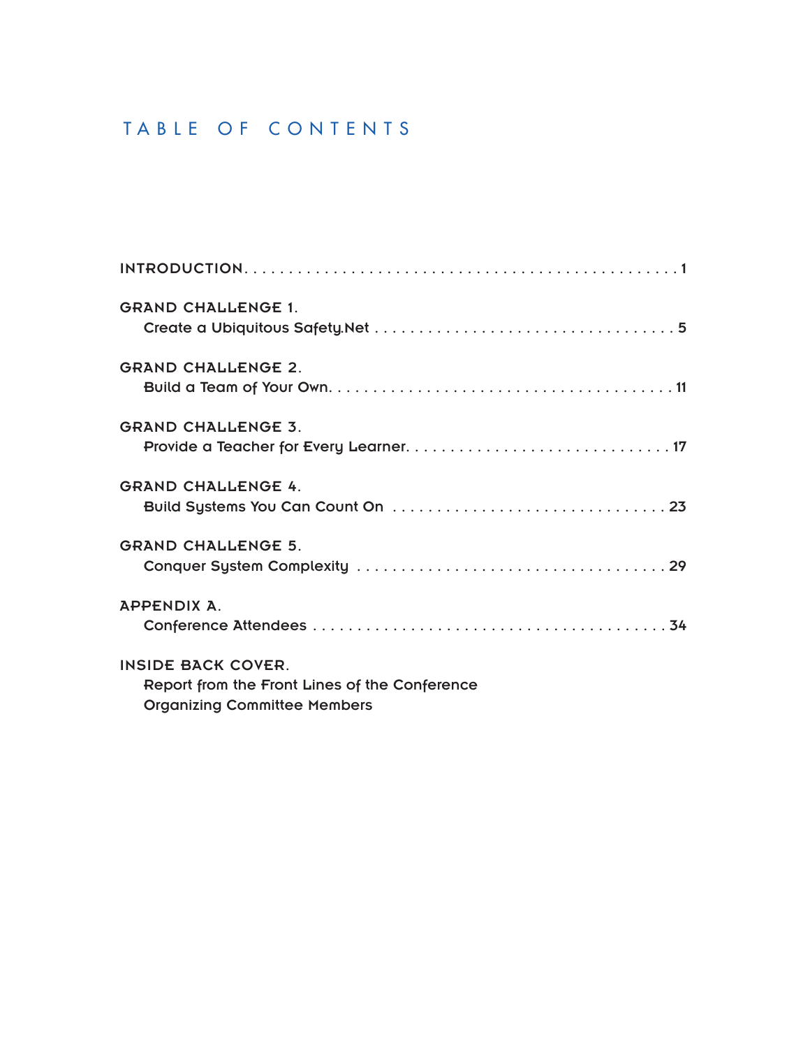# TABLE OF CONTENTS

INTRODUCTION . . . . . . . . . . . . . . . . . . . . . . . . . . . . . . . . . . . . . . . . . . . . . . . . 1

GRAND CHALLENGE 1.
Create a Ubiquitous Safety.Net . . . . . . . . . . . . . . . . . . . . . . . . . . . . . . . . . . 5

GRAND CHALLENGE 2.
Build a Team of Your Own. . . . . . . . . . . . . . . . . . . . . . . . . . . . . . . . . . . . . . 11

GRAND CHALLENGE 3.
Provide a Teacher for Every Learner. . . . . . . . . . . . . . . . . . . . . . . . . . . . . . 17

GRAND CHALLENGE 4.
Build Systems You Can Count On . . . . . . . . . . . . . . . . . . . . . . . . . . . . . . . 23

GRAND CHALLENGE 5.
Conquer System Complexity . . . . . . . . . . . . . . . . . . . . . . . . . . . . . . . . . . 29

APPENDIX A.
Conference Attendees . . . . . . . . . . . . . . . . . . . . . . . . . . . . . . . . . . . . . . . 34

INSIDE BACK COVER.
Report from the Front Lines of the Conference
Organizing Committee Members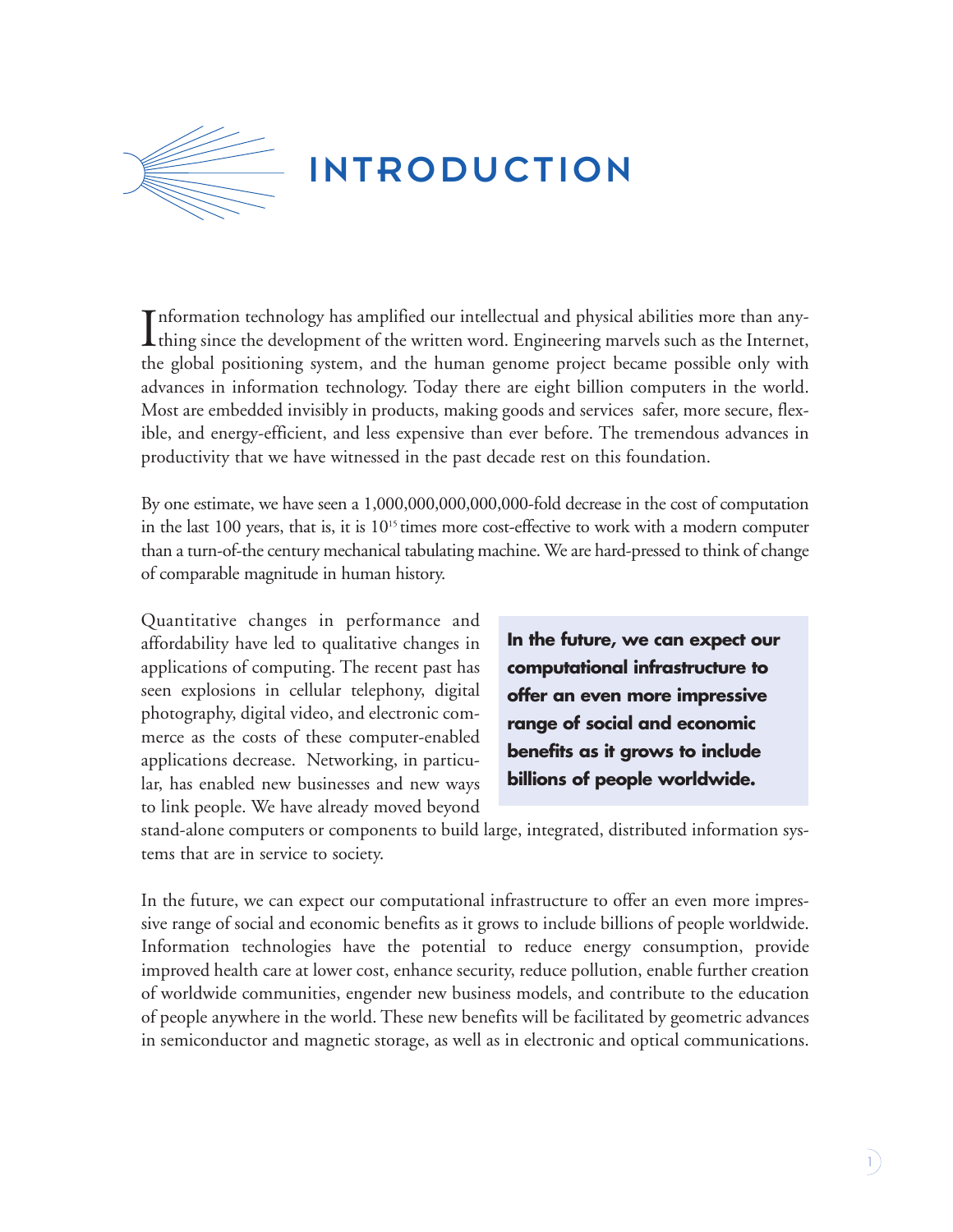# INTRODUCTION

Information technology has amplified our intellectual and physical abilities more than anything since the development of the written word. Engineering marvels such as the Internet, the global positioning system, and the human genome project became possible only with advances in information technology. Today there are eight billion computers in the world. Most are embedded invisibly in products, making goods and services safer, more secure, flexible, and energy-efficient, and less expensive than ever before. The tremendous advances in productivity that we have witnessed in the past decade rest on this foundation.

By one estimate, we have seen a 1,000,000,000,000,000-fold decrease in the cost of computation in the last 100 years, that is, it is $10^{15}$ times more cost-effective to work with a modern computer than a turn-of-the century mechanical tabulating machine. We are hard-pressed to think of change of comparable magnitude in human history.

Quantitative changes in performance and affordability have led to qualitative changes in applications of computing. The recent past has seen explosions in cellular telephony, digital photography, digital video, and electronic commerce as the costs of these computer-enabled applications decrease. Networking, in particular, has enabled new businesses and new ways to link people. We have already moved beyond stand-alone computers or components to build large, integrated, distributed information systems that are in service to society.

**In the future, we can expect our computational infrastructure to offer an even more impressive range of social and economic benefits as it grows to include billions of people worldwide.**

In the future, we can expect our computational infrastructure to offer an even more impressive range of social and economic benefits as it grows to include billions of people worldwide. Information technologies have the potential to reduce energy consumption, provide improved health care at lower cost, enhance security, reduce pollution, enable further creation of worldwide communities, engender new business models, and contribute to the education of people anywhere in the world. These new benefits will be facilitated by geometric advances in semiconductor and magnetic storage, as well as in electronic and optical communications.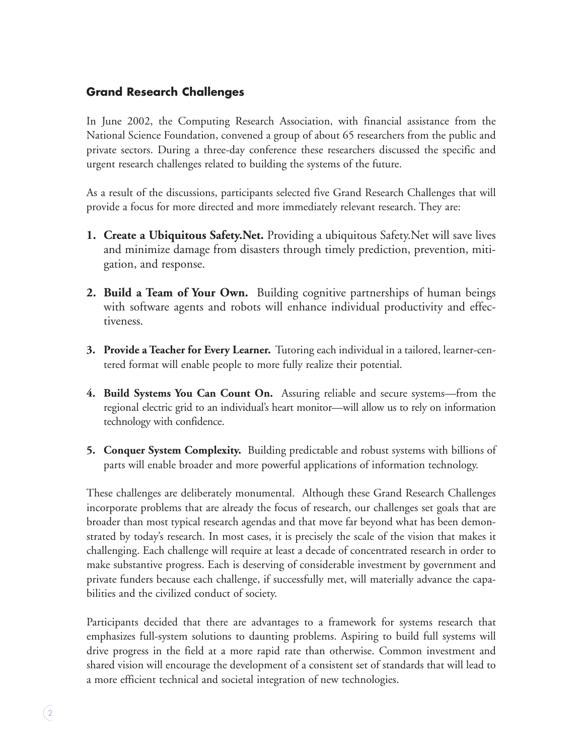## Grand Research Challenges

In June 2002, the Computing Research Association, with financial assistance from the National Science Foundation, convened a group of about 65 researchers from the public and private sectors. During a three-day conference these researchers discussed the specific and urgent research challenges related to building the systems of the future.

As a result of the discussions, participants selected five Grand Research Challenges that will provide a focus for more directed and more immediately relevant research. They are:

1. **Create a Ubiquitous Safety.Net.** Providing a ubiquitous Safety.Net will save lives and minimize damage from disasters through timely prediction, prevention, mitigation, and response.

2. **Build a Team of Your Own.** Building cognitive partnerships of human beings with software agents and robots will enhance individual productivity and effectiveness.

3. **Provide a Teacher for Every Learner.** Tutoring each individual in a tailored, learner-centered format will enable people to more fully realize their potential.

4. **Build Systems You Can Count On.** Assuring reliable and secure systems—from the regional electric grid to an individual's heart monitor—will allow us to rely on information technology with confidence.

5. **Conquer System Complexity.** Building predictable and robust systems with billions of parts will enable broader and more powerful applications of information technology.

These challenges are deliberately monumental. Although these Grand Research Challenges incorporate problems that are already the focus of research, our challenges set goals that are broader than most typical research agendas and that move far beyond what has been demonstrated by today's research. In most cases, it is precisely the scale of the vision that makes it challenging. Each challenge will require at least a decade of concentrated research in order to make substantive progress. Each is deserving of considerable investment by government and private funders because each challenge, if successfully met, will materially advance the capabilities and the civilized conduct of society.

Participants decided that there are advantages to a framework for systems research that emphasizes full-system solutions to daunting problems. Aspiring to build full systems will drive progress in the field at a more rapid rate than otherwise. Common investment and shared vision will encourage the development of a consistent set of standards that will lead to a more efficient technical and societal integration of new technologies.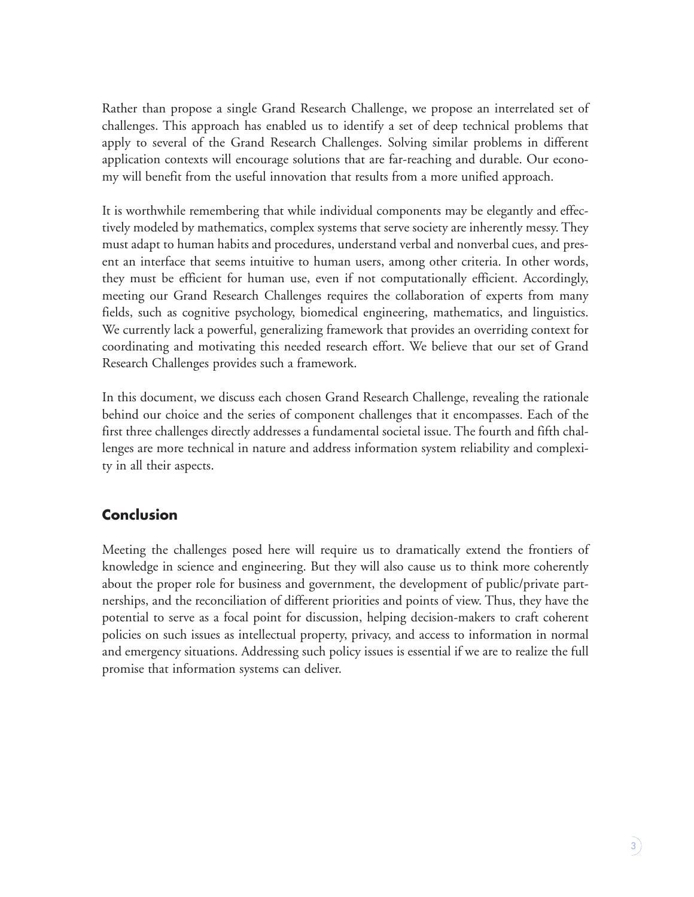Rather than propose a single Grand Research Challenge, we propose an interrelated set of challenges. This approach has enabled us to identify a set of deep technical problems that apply to several of the Grand Research Challenges. Solving similar problems in different application contexts will encourage solutions that are far-reaching and durable. Our economy will benefit from the useful innovation that results from a more unified approach.

It is worthwhile remembering that while individual components may be elegantly and effectively modeled by mathematics, complex systems that serve society are inherently messy. They must adapt to human habits and procedures, understand verbal and nonverbal cues, and present an interface that seems intuitive to human users, among other criteria. In other words, they must be efficient for human use, even if not computationally efficient. Accordingly, meeting our Grand Research Challenges requires the collaboration of experts from many fields, such as cognitive psychology, biomedical engineering, mathematics, and linguistics. We currently lack a powerful, generalizing framework that provides an overriding context for coordinating and motivating this needed research effort. We believe that our set of Grand Research Challenges provides such a framework.

In this document, we discuss each chosen Grand Research Challenge, revealing the rationale behind our choice and the series of component challenges that it encompasses. Each of the first three challenges directly addresses a fundamental societal issue. The fourth and fifth challenges are more technical in nature and address information system reliability and complexity in all their aspects.

## Conclusion

Meeting the challenges posed here will require us to dramatically extend the frontiers of knowledge in science and engineering. But they will also cause us to think more coherently about the proper role for business and government, the development of public/private partnerships, and the reconciliation of different priorities and points of view. Thus, they have the potential to serve as a focal point for discussion, helping decision-makers to craft coherent policies on such issues as intellectual property, privacy, and access to information in normal and emergency situations. Addressing such policy issues is essential if we are to realize the full promise that information systems can deliver.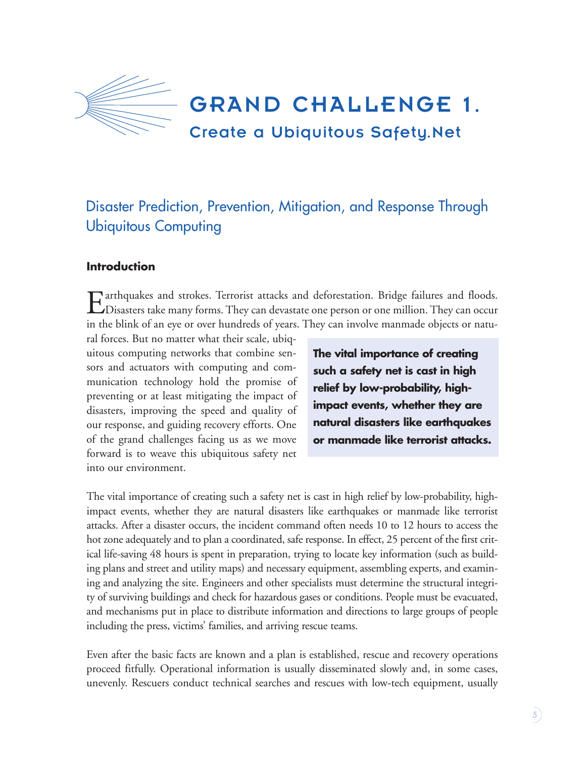# GRAND CHALLENGE 1.

## Create a Ubiquitous Safety.Net

## Disaster Prediction, Prevention, Mitigation, and Response Through Ubiquitous Computing

### Introduction

Earthquakes and strokes. Terrorist attacks and deforestation. Bridge failures and floods. Disasters take many forms. They can devastate one person or one million. They can occur in the blink of an eye or over hundreds of years. They can involve manmade objects or natural forces. But no matter what their scale, ubiquitous computing networks that combine sensors and actuators with computing and communication technology hold the promise of preventing or at least mitigating the impact of disasters, improving the speed and quality of our response, and guiding recovery efforts. One of the grand challenges facing us as we move forward is to weave this ubiquitous safety net into our environment.

**The vital importance of creating such a safety net is cast in high relief by low-probability, high-impact events, whether they are natural disasters like earthquakes or manmade like terrorist attacks.**

The vital importance of creating such a safety net is cast in high relief by low-probability, high-impact events, whether they are natural disasters like earthquakes or manmade like terrorist attacks. After a disaster occurs, the incident command often needs 10 to 12 hours to access the hot zone adequately and to plan a coordinated, safe response. In effect, 25 percent of the first critical life-saving 48 hours is spent in preparation, trying to locate key information (such as building plans and street and utility maps) and necessary equipment, assembling experts, and examining and analyzing the site. Engineers and other specialists must determine the structural integrity of surviving buildings and check for hazardous gases or conditions. People must be evacuated, and mechanisms put in place to distribute information and directions to large groups of people including the press, victims' families, and arriving rescue teams.

Even after the basic facts are known and a plan is established, rescue and recovery operations proceed fitfully. Operational information is usually disseminated slowly and, in some cases, unevenly. Rescuers conduct technical searches and rescues with low-tech equipment, usually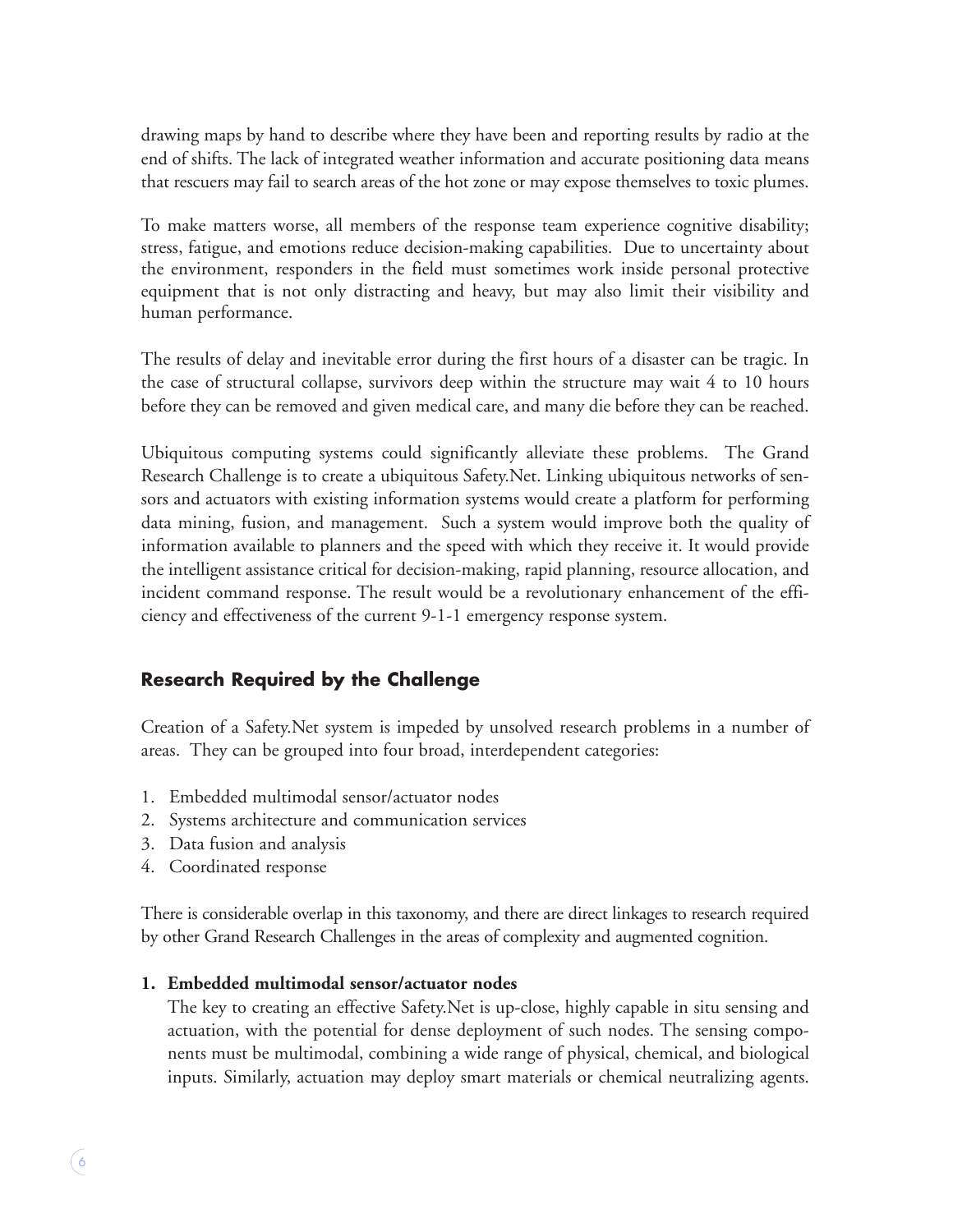drawing maps by hand to describe where they have been and reporting results by radio at the end of shifts. The lack of integrated weather information and accurate positioning data means that rescuers may fail to search areas of the hot zone or may expose themselves to toxic plumes.

To make matters worse, all members of the response team experience cognitive disability; stress, fatigue, and emotions reduce decision-making capabilities. Due to uncertainty about the environment, responders in the field must sometimes work inside personal protective equipment that is not only distracting and heavy, but may also limit their visibility and human performance.

The results of delay and inevitable error during the first hours of a disaster can be tragic. In the case of structural collapse, survivors deep within the structure may wait 4 to 10 hours before they can be removed and given medical care, and many die before they can be reached.

Ubiquitous computing systems could significantly alleviate these problems. The Grand Research Challenge is to create a ubiquitous Safety.Net. Linking ubiquitous networks of sensors and actuators with existing information systems would create a platform for performing data mining, fusion, and management. Such a system would improve both the quality of information available to planners and the speed with which they receive it. It would provide the intelligent assistance critical for decision-making, rapid planning, resource allocation, and incident command response. The result would be a revolutionary enhancement of the efficiency and effectiveness of the current 9-1-1 emergency response system.

## Research Required by the Challenge

Creation of a Safety.Net system is impeded by unsolved research problems in a number of areas. They can be grouped into four broad, interdependent categories:

1. Embedded multimodal sensor/actuator nodes
2. Systems architecture and communication services
3. Data fusion and analysis
4. Coordinated response

There is considerable overlap in this taxonomy, and there are direct linkages to research required by other Grand Research Challenges in the areas of complexity and augmented cognition.

**1. Embedded multimodal sensor/actuator nodes**

The key to creating an effective Safety.Net is up-close, highly capable in situ sensing and actuation, with the potential for dense deployment of such nodes. The sensing components must be multimodal, combining a wide range of physical, chemical, and biological inputs. Similarly, actuation may deploy smart materials or chemical neutralizing agents.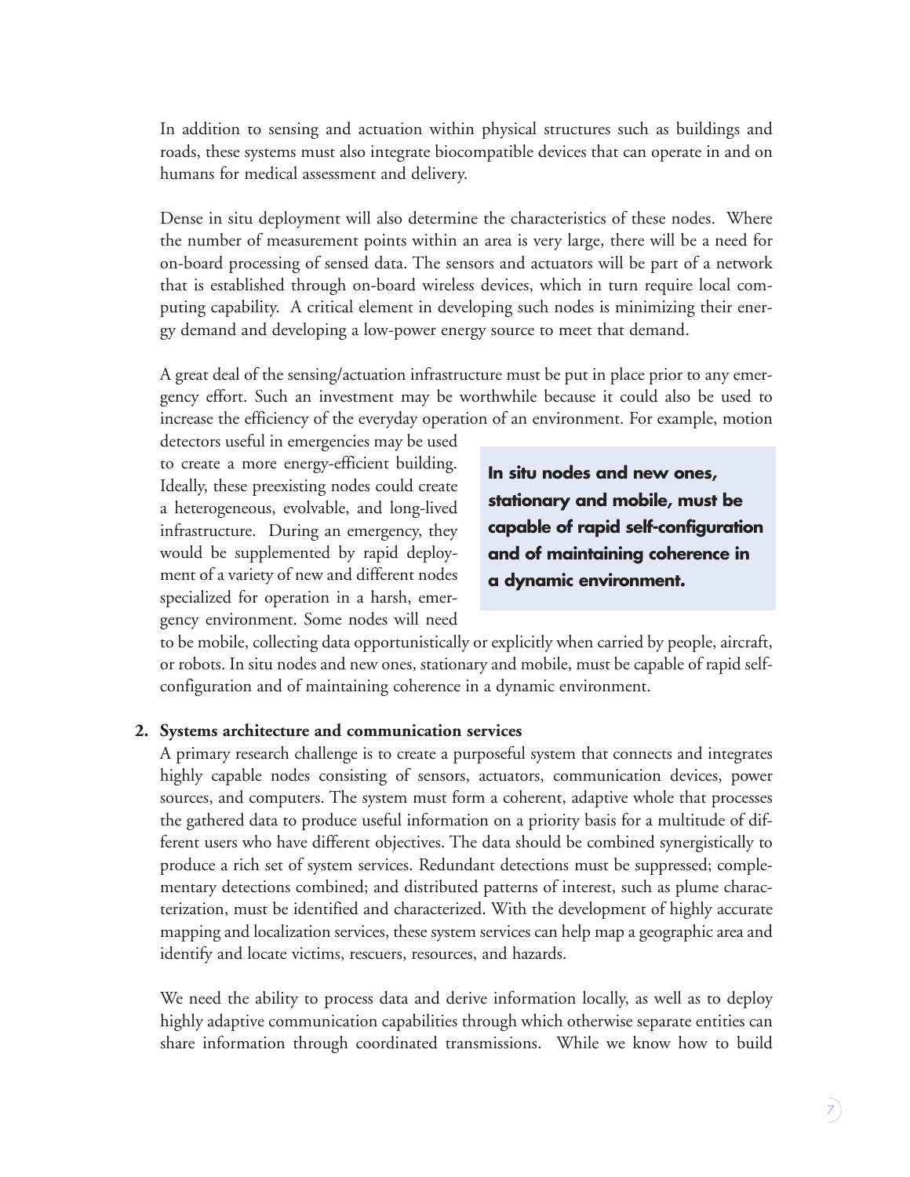In addition to sensing and actuation within physical structures such as buildings and roads, these systems must also integrate biocompatible devices that can operate in and on humans for medical assessment and delivery.

Dense in situ deployment will also determine the characteristics of these nodes. Where the number of measurement points within an area is very large, there will be a need for on-board processing of sensed data. The sensors and actuators will be part of a network that is established through on-board wireless devices, which in turn require local computing capability. A critical element in developing such nodes is minimizing their energy demand and developing a low-power energy source to meet that demand.

A great deal of the sensing/actuation infrastructure must be put in place prior to any emergency effort. Such an investment may be worthwhile because it could also be used to increase the efficiency of the everyday operation of an environment. For example, motion detectors useful in emergencies may be used to create a more energy-efficient building. Ideally, these preexisting nodes could create a heterogeneous, evolvable, and long-lived infrastructure. During an emergency, they would be supplemented by rapid deployment of a variety of new and different nodes specialized for operation in a harsh, emergency environment. Some nodes will need to be mobile, collecting data opportunistically or explicitly when carried by people, aircraft, or robots. In situ nodes and new ones, stationary and mobile, must be capable of rapid self-configuration and of maintaining coherence in a dynamic environment.

**In situ nodes and new ones, stationary and mobile, must be capable of rapid self-configuration and of maintaining coherence in a dynamic environment.**

**2. Systems architecture and communication services**

A primary research challenge is to create a purposeful system that connects and integrates highly capable nodes consisting of sensors, actuators, communication devices, power sources, and computers. The system must form a coherent, adaptive whole that processes the gathered data to produce useful information on a priority basis for a multitude of different users who have different objectives. The data should be combined synergistically to produce a rich set of system services. Redundant detections must be suppressed; complementary detections combined; and distributed patterns of interest, such as plume characterization, must be identified and characterized. With the development of highly accurate mapping and localization services, these system services can help map a geographic area and identify and locate victims, rescuers, resources, and hazards.

We need the ability to process data and derive information locally, as well as to deploy highly adaptive communication capabilities through which otherwise separate entities can share information through coordinated transmissions. While we know how to build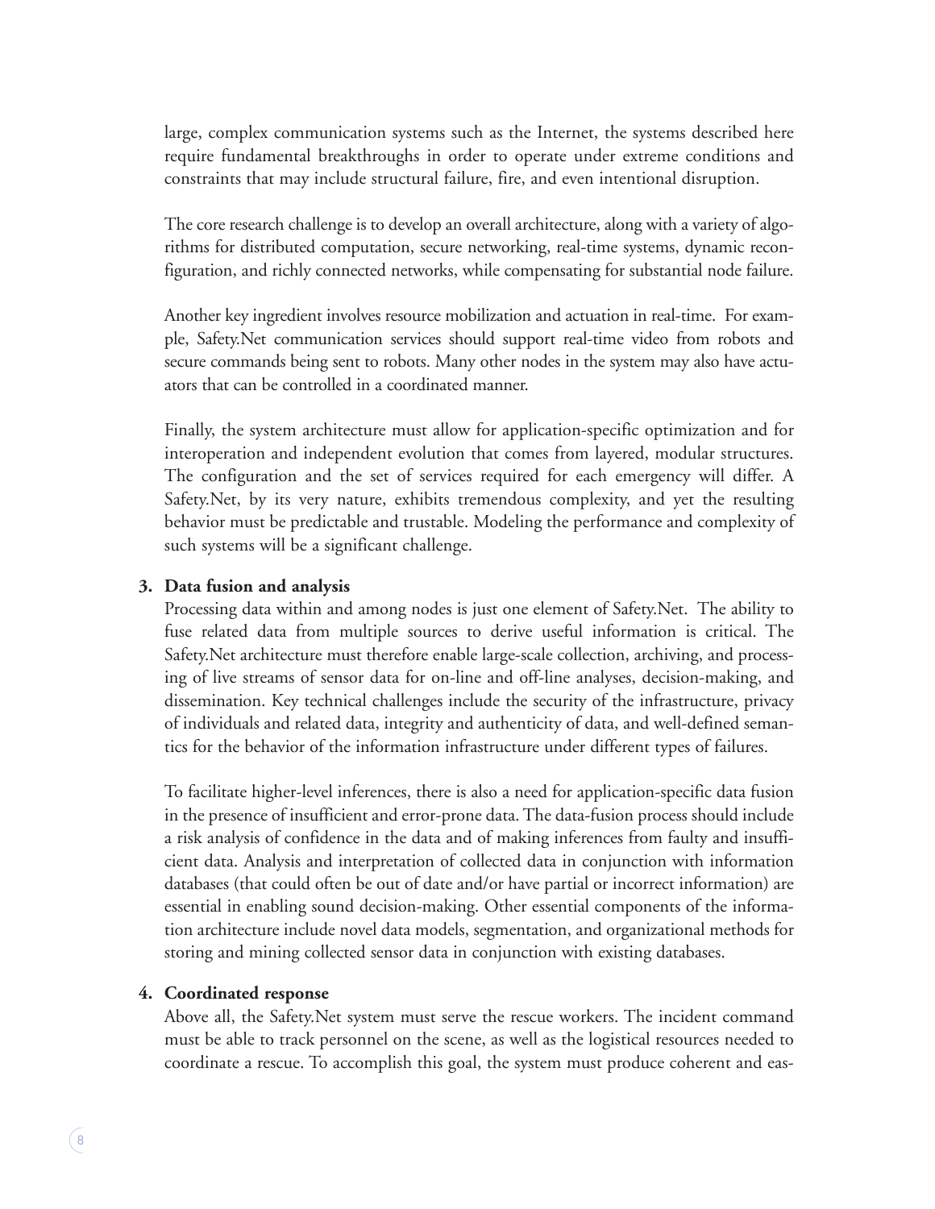large, complex communication systems such as the Internet, the systems described here require fundamental breakthroughs in order to operate under extreme conditions and constraints that may include structural failure, fire, and even intentional disruption.

The core research challenge is to develop an overall architecture, along with a variety of algorithms for distributed computation, secure networking, real-time systems, dynamic reconfiguration, and richly connected networks, while compensating for substantial node failure.

Another key ingredient involves resource mobilization and actuation in real-time. For example, Safety.Net communication services should support real-time video from robots and secure commands being sent to robots. Many other nodes in the system may also have actuators that can be controlled in a coordinated manner.

Finally, the system architecture must allow for application-specific optimization and for interoperation and independent evolution that comes from layered, modular structures. The configuration and the set of services required for each emergency will differ. A Safety.Net, by its very nature, exhibits tremendous complexity, and yet the resulting behavior must be predictable and trustable. Modeling the performance and complexity of such systems will be a significant challenge.

3. **Data fusion and analysis**

   Processing data within and among nodes is just one element of Safety.Net. The ability to fuse related data from multiple sources to derive useful information is critical. The Safety.Net architecture must therefore enable large-scale collection, archiving, and processing of live streams of sensor data for on-line and off-line analyses, decision-making, and dissemination. Key technical challenges include the security of the infrastructure, privacy of individuals and related data, integrity and authenticity of data, and well-defined semantics for the behavior of the information infrastructure under different types of failures.

   To facilitate higher-level inferences, there is also a need for application-specific data fusion in the presence of insufficient and error-prone data. The data-fusion process should include a risk analysis of confidence in the data and of making inferences from faulty and insufficient data. Analysis and interpretation of collected data in conjunction with information databases (that could often be out of date and/or have partial or incorrect information) are essential in enabling sound decision-making. Other essential components of the information architecture include novel data models, segmentation, and organizational methods for storing and mining collected sensor data in conjunction with existing databases.

4. **Coordinated response**

   Above all, the Safety.Net system must serve the rescue workers. The incident command must be able to track personnel on the scene, as well as the logistical resources needed to coordinate a rescue. To accomplish this goal, the system must produce coherent and eas-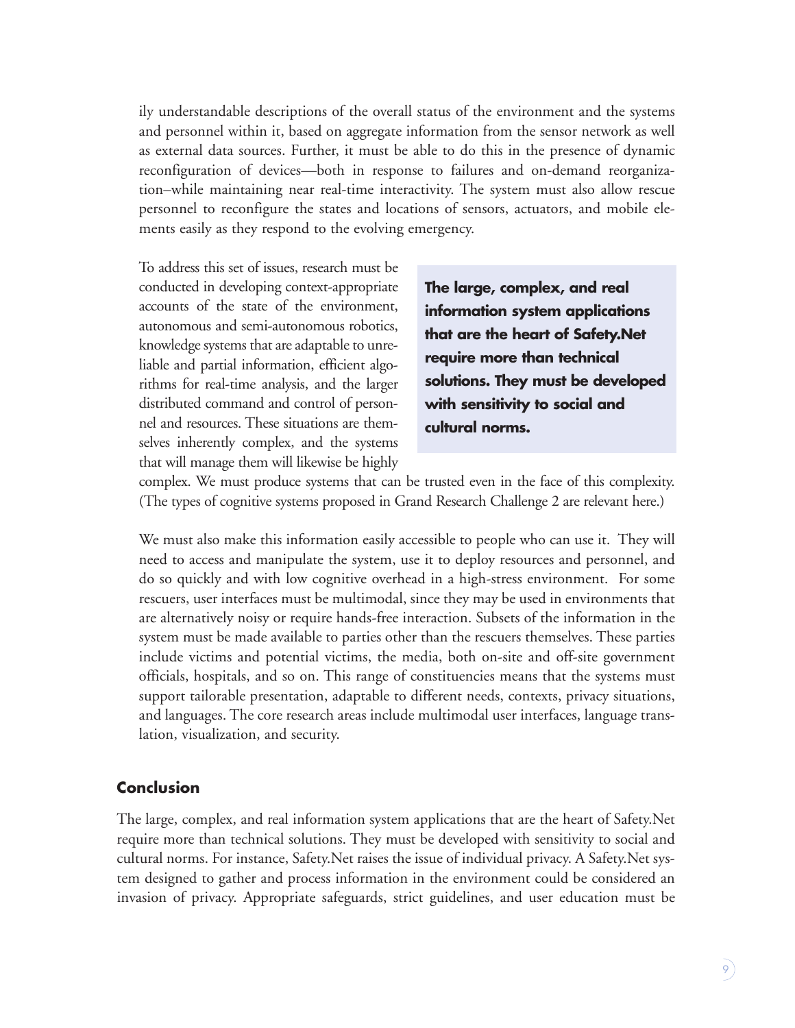ily understandable descriptions of the overall status of the environment and the systems and personnel within it, based on aggregate information from the sensor network as well as external data sources. Further, it must be able to do this in the presence of dynamic reconfiguration of devices—both in response to failures and on-demand reorganization–while maintaining near real-time interactivity. The system must also allow rescue personnel to reconfigure the states and locations of sensors, actuators, and mobile elements easily as they respond to the evolving emergency.

To address this set of issues, research must be conducted in developing context-appropriate accounts of the state of the environment, autonomous and semi-autonomous robotics, knowledge systems that are adaptable to unreliable and partial information, efficient algorithms for real-time analysis, and the larger distributed command and control of personnel and resources. These situations are themselves inherently complex, and the systems that will manage them will likewise be highly complex. We must produce systems that can be trusted even in the face of this complexity. (The types of cognitive systems proposed in Grand Research Challenge 2 are relevant here.)

**The large, complex, and real information system applications that are the heart of Safety.Net require more than technical solutions. They must be developed with sensitivity to social and cultural norms.**

We must also make this information easily accessible to people who can use it. They will need to access and manipulate the system, use it to deploy resources and personnel, and do so quickly and with low cognitive overhead in a high-stress environment. For some rescuers, user interfaces must be multimodal, since they may be used in environments that are alternatively noisy or require hands-free interaction. Subsets of the information in the system must be made available to parties other than the rescuers themselves. These parties include victims and potential victims, the media, both on-site and off-site government officials, hospitals, and so on. This range of constituencies means that the systems must support tailorable presentation, adaptable to different needs, contexts, privacy situations, and languages. The core research areas include multimodal user interfaces, language translation, visualization, and security.

## Conclusion

The large, complex, and real information system applications that are the heart of Safety.Net require more than technical solutions. They must be developed with sensitivity to social and cultural norms. For instance, Safety.Net raises the issue of individual privacy. A Safety.Net system designed to gather and process information in the environment could be considered an invasion of privacy. Appropriate safeguards, strict guidelines, and user education must be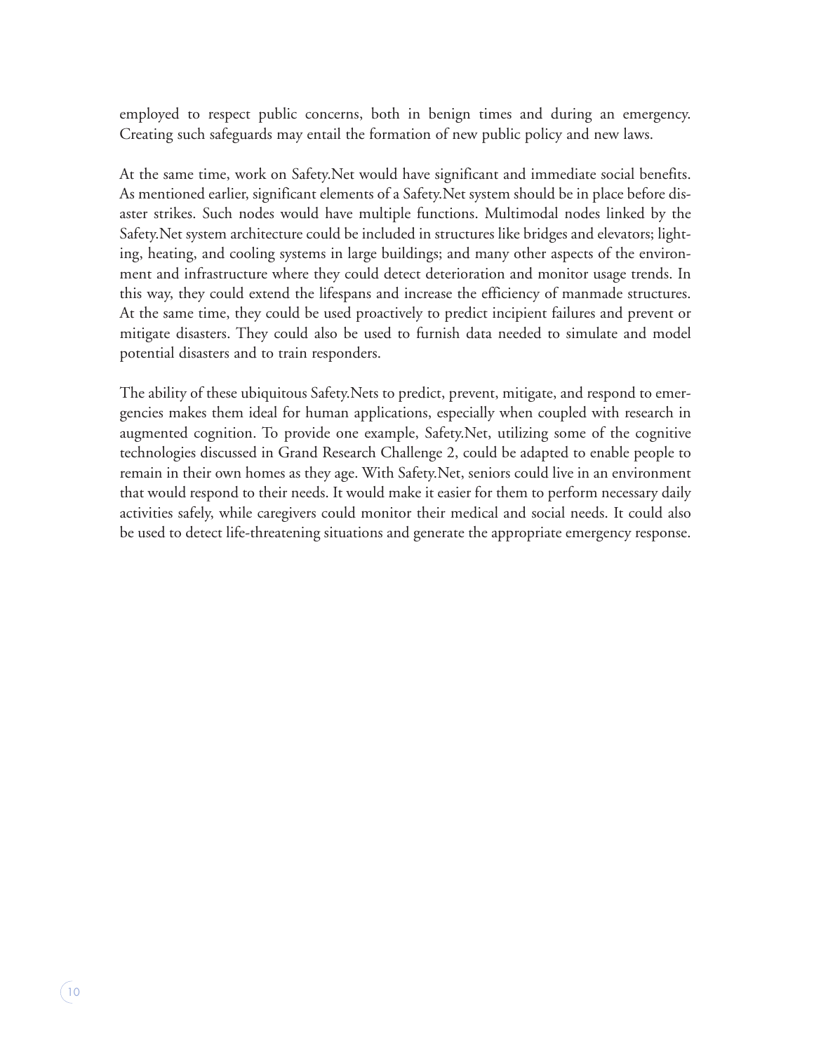employed to respect public concerns, both in benign times and during an emergency. Creating such safeguards may entail the formation of new public policy and new laws.

At the same time, work on Safety.Net would have significant and immediate social benefits. As mentioned earlier, significant elements of a Safety.Net system should be in place before disaster strikes. Such nodes would have multiple functions. Multimodal nodes linked by the Safety.Net system architecture could be included in structures like bridges and elevators; lighting, heating, and cooling systems in large buildings; and many other aspects of the environment and infrastructure where they could detect deterioration and monitor usage trends. In this way, they could extend the lifespans and increase the efficiency of manmade structures. At the same time, they could be used proactively to predict incipient failures and prevent or mitigate disasters. They could also be used to furnish data needed to simulate and model potential disasters and to train responders.

The ability of these ubiquitous Safety.Nets to predict, prevent, mitigate, and respond to emergencies makes them ideal for human applications, especially when coupled with research in augmented cognition. To provide one example, Safety.Net, utilizing some of the cognitive technologies discussed in Grand Research Challenge 2, could be adapted to enable people to remain in their own homes as they age. With Safety.Net, seniors could live in an environment that would respond to their needs. It would make it easier for them to perform necessary daily activities safely, while caregivers could monitor their medical and social needs. It could also be used to detect life-threatening situations and generate the appropriate emergency response.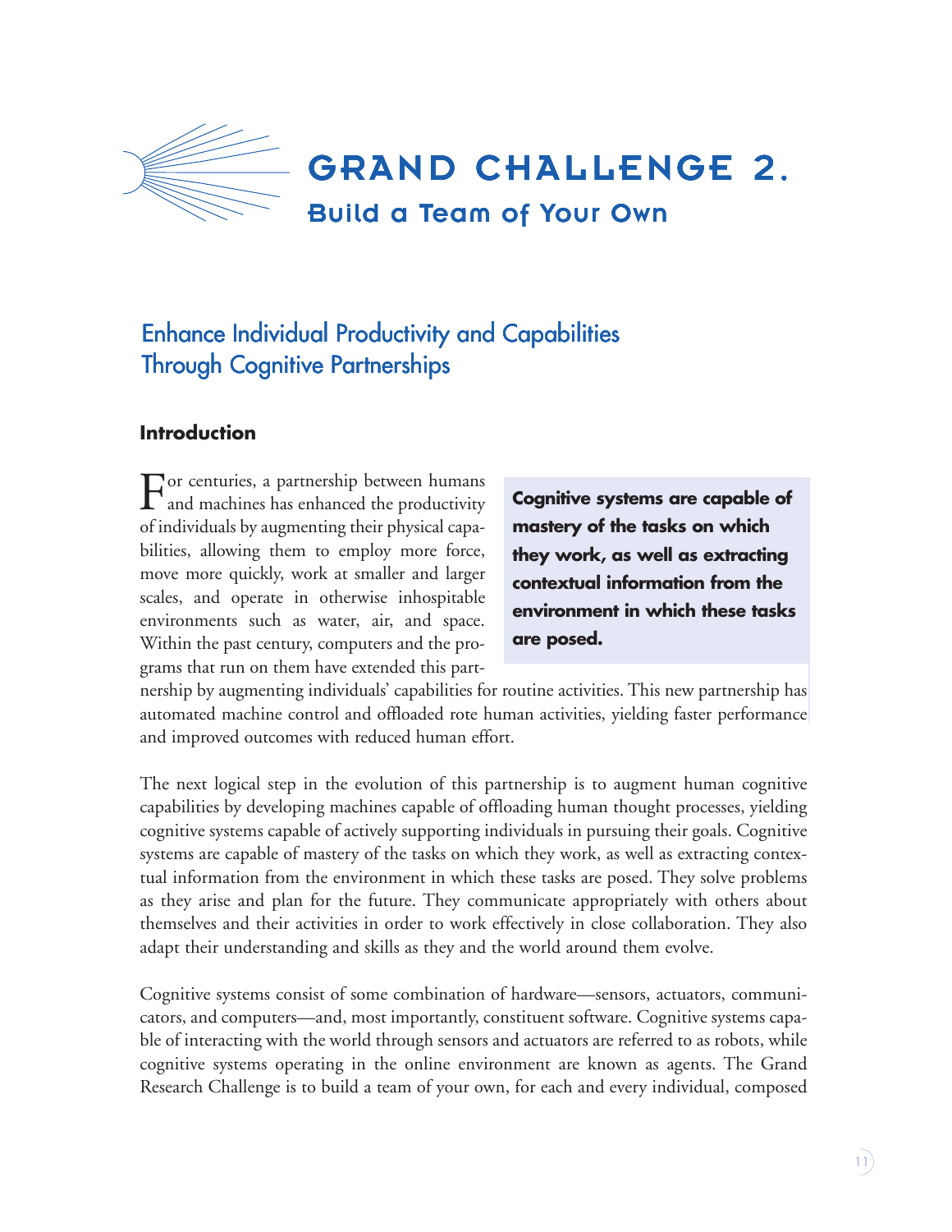# GRAND CHALLENGE 2.

## Build a Team of Your Own

## Enhance Individual Productivity and Capabilities Through Cognitive Partnerships

### Introduction

For centuries, a partnership between humans and machines has enhanced the productivity of individuals by augmenting their physical capabilities, allowing them to employ more force, move more quickly, work at smaller and larger scales, and operate in otherwise inhospitable environments such as water, air, and space. Within the past century, computers and the programs that run on them have extended this partnership by augmenting individuals' capabilities for routine activities. This new partnership has automated machine control and offloaded rote human activities, yielding faster performance and improved outcomes with reduced human effort.

**Cognitive systems are capable of mastery of the tasks on which they work, as well as extracting contextual information from the environment in which these tasks are posed.**

The next logical step in the evolution of this partnership is to augment human cognitive capabilities by developing machines capable of offloading human thought processes, yielding cognitive systems capable of actively supporting individuals in pursuing their goals. Cognitive systems are capable of mastery of the tasks on which they work, as well as extracting contextual information from the environment in which these tasks are posed. They solve problems as they arise and plan for the future. They communicate appropriately with others about themselves and their activities in order to work effectively in close collaboration. They also adapt their understanding and skills as they and the world around them evolve.

Cognitive systems consist of some combination of hardware—sensors, actuators, communicators, and computers—and, most importantly, constituent software. Cognitive systems capable of interacting with the world through sensors and actuators are referred to as robots, while cognitive systems operating in the online environment are known as agents. The Grand Research Challenge is to build a team of your own, for each and every individual, composed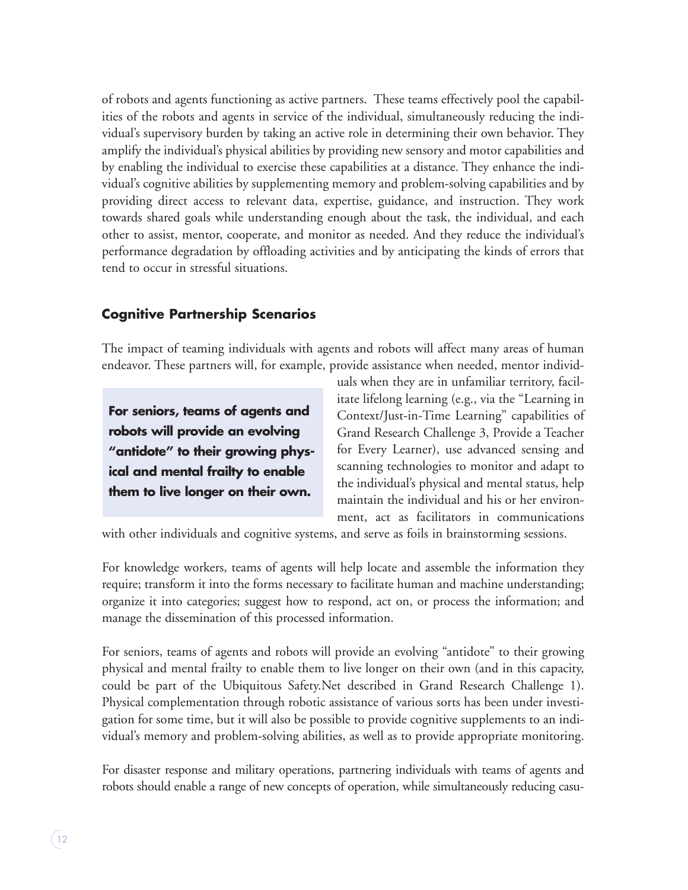of robots and agents functioning as active partners. These teams effectively pool the capabilities of the robots and agents in service of the individual, simultaneously reducing the individual's supervisory burden by taking an active role in determining their own behavior. They amplify the individual's physical abilities by providing new sensory and motor capabilities and by enabling the individual to exercise these capabilities at a distance. They enhance the individual's cognitive abilities by supplementing memory and problem-solving capabilities and by providing direct access to relevant data, expertise, guidance, and instruction. They work towards shared goals while understanding enough about the task, the individual, and each other to assist, mentor, cooperate, and monitor as needed. And they reduce the individual's performance degradation by offloading activities and by anticipating the kinds of errors that tend to occur in stressful situations.

### Cognitive Partnership Scenarios

The impact of teaming individuals with agents and robots will affect many areas of human endeavor. These partners will, for example, provide assistance when needed, mentor individuals when they are in unfamiliar territory, facilitate lifelong learning (e.g., via the "Learning in Context/Just-in-Time Learning" capabilities of Grand Research Challenge 3, Provide a Teacher for Every Learner), use advanced sensing and scanning technologies to monitor and adapt to the individual's physical and mental status, help maintain the individual and his or her environment, act as facilitators in communications with other individuals and cognitive systems, and serve as foils in brainstorming sessions.

> **For seniors, teams of agents and robots will provide an evolving "antidote" to their growing physical and mental frailty to enable them to live longer on their own.**

For knowledge workers, teams of agents will help locate and assemble the information they require; transform it into the forms necessary to facilitate human and machine understanding; organize it into categories; suggest how to respond, act on, or process the information; and manage the dissemination of this processed information.

For seniors, teams of agents and robots will provide an evolving "antidote" to their growing physical and mental frailty to enable them to live longer on their own (and in this capacity, could be part of the Ubiquitous Safety.Net described in Grand Research Challenge 1). Physical complementation through robotic assistance of various sorts has been under investigation for some time, but it will also be possible to provide cognitive supplements to an individual's memory and problem-solving abilities, as well as to provide appropriate monitoring.

For disaster response and military operations, partnering individuals with teams of agents and robots should enable a range of new concepts of operation, while simultaneously reducing casu-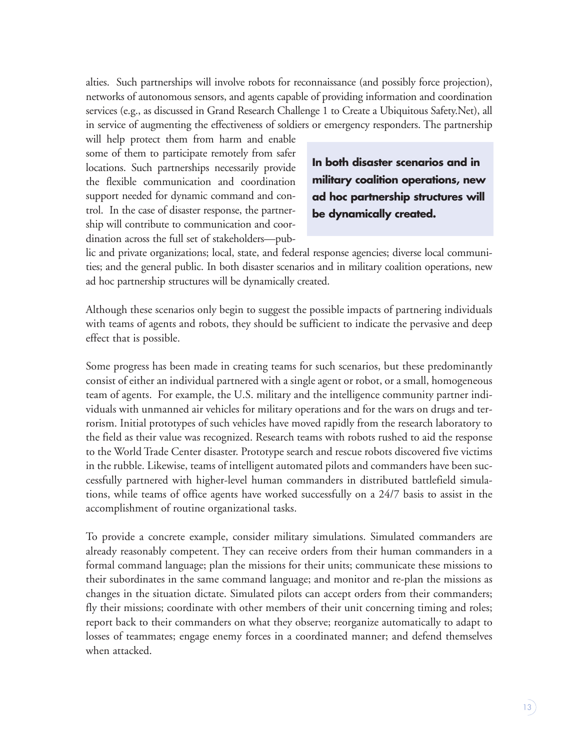alties. Such partnerships will involve robots for reconnaissance (and possibly force projection), networks of autonomous sensors, and agents capable of providing information and coordination services (e.g., as discussed in Grand Research Challenge 1 to Create a Ubiquitous Safety.Net), all in service of augmenting the effectiveness of soldiers or emergency responders. The partnership will help protect them from harm and enable some of them to participate remotely from safer locations. Such partnerships necessarily provide the flexible communication and coordination support needed for dynamic command and control. In the case of disaster response, the partnership will contribute to communication and coordination across the full set of stakeholders—public and private organizations; local, state, and federal response agencies; diverse local communities; and the general public. In both disaster scenarios and in military coalition operations, new ad hoc partnership structures will be dynamically created.

> **In both disaster scenarios and in military coalition operations, new ad hoc partnership structures will be dynamically created.**

Although these scenarios only begin to suggest the possible impacts of partnering individuals with teams of agents and robots, they should be sufficient to indicate the pervasive and deep effect that is possible.

Some progress has been made in creating teams for such scenarios, but these predominantly consist of either an individual partnered with a single agent or robot, or a small, homogeneous team of agents. For example, the U.S. military and the intelligence community partner individuals with unmanned air vehicles for military operations and for the wars on drugs and terrorism. Initial prototypes of such vehicles have moved rapidly from the research laboratory to the field as their value was recognized. Research teams with robots rushed to aid the response to the World Trade Center disaster. Prototype search and rescue robots discovered five victims in the rubble. Likewise, teams of intelligent automated pilots and commanders have been successfully partnered with higher-level human commanders in distributed battlefield simulations, while teams of office agents have worked successfully on a 24/7 basis to assist in the accomplishment of routine organizational tasks.

To provide a concrete example, consider military simulations. Simulated commanders are already reasonably competent. They can receive orders from their human commanders in a formal command language; plan the missions for their units; communicate these missions to their subordinates in the same command language; and monitor and re-plan the missions as changes in the situation dictate. Simulated pilots can accept orders from their commanders; fly their missions; coordinate with other members of their unit concerning timing and roles; report back to their commanders on what they observe; reorganize automatically to adapt to losses of teammates; engage enemy forces in a coordinated manner; and defend themselves when attacked.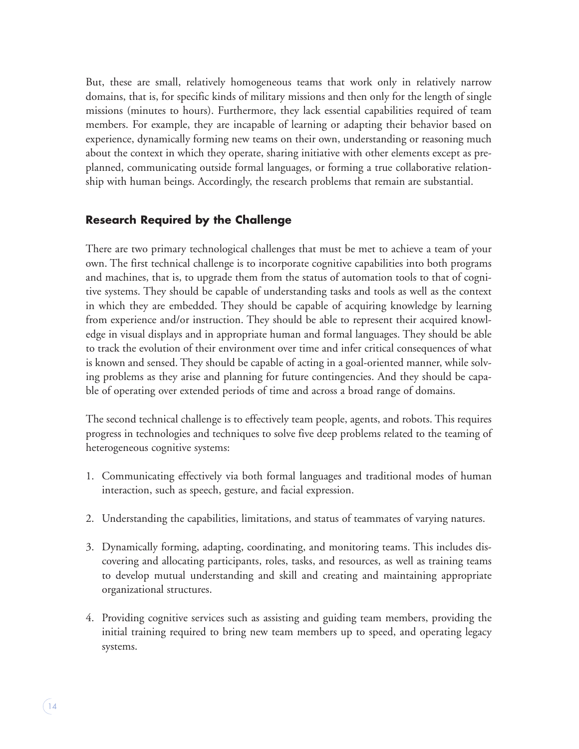But, these are small, relatively homogeneous teams that work only in relatively narrow domains, that is, for specific kinds of military missions and then only for the length of single missions (minutes to hours). Furthermore, they lack essential capabilities required of team members. For example, they are incapable of learning or adapting their behavior based on experience, dynamically forming new teams on their own, understanding or reasoning much about the context in which they operate, sharing initiative with other elements except as preplanned, communicating outside formal languages, or forming a true collaborative relationship with human beings. Accordingly, the research problems that remain are substantial.

## Research Required by the Challenge

There are two primary technological challenges that must be met to achieve a team of your own. The first technical challenge is to incorporate cognitive capabilities into both programs and machines, that is, to upgrade them from the status of automation tools to that of cognitive systems. They should be capable of understanding tasks and tools as well as the context in which they are embedded. They should be capable of acquiring knowledge by learning from experience and/or instruction. They should be able to represent their acquired knowledge in visual displays and in appropriate human and formal languages. They should be able to track the evolution of their environment over time and infer critical consequences of what is known and sensed. They should be capable of acting in a goal-oriented manner, while solving problems as they arise and planning for future contingencies. And they should be capable of operating over extended periods of time and across a broad range of domains.

The second technical challenge is to effectively team people, agents, and robots. This requires progress in technologies and techniques to solve five deep problems related to the teaming of heterogeneous cognitive systems:

1. Communicating effectively via both formal languages and traditional modes of human interaction, such as speech, gesture, and facial expression.

2. Understanding the capabilities, limitations, and status of teammates of varying natures.

3. Dynamically forming, adapting, coordinating, and monitoring teams. This includes discovering and allocating participants, roles, tasks, and resources, as well as training teams to develop mutual understanding and skill and creating and maintaining appropriate organizational structures.

4. Providing cognitive services such as assisting and guiding team members, providing the initial training required to bring new team members up to speed, and operating legacy systems.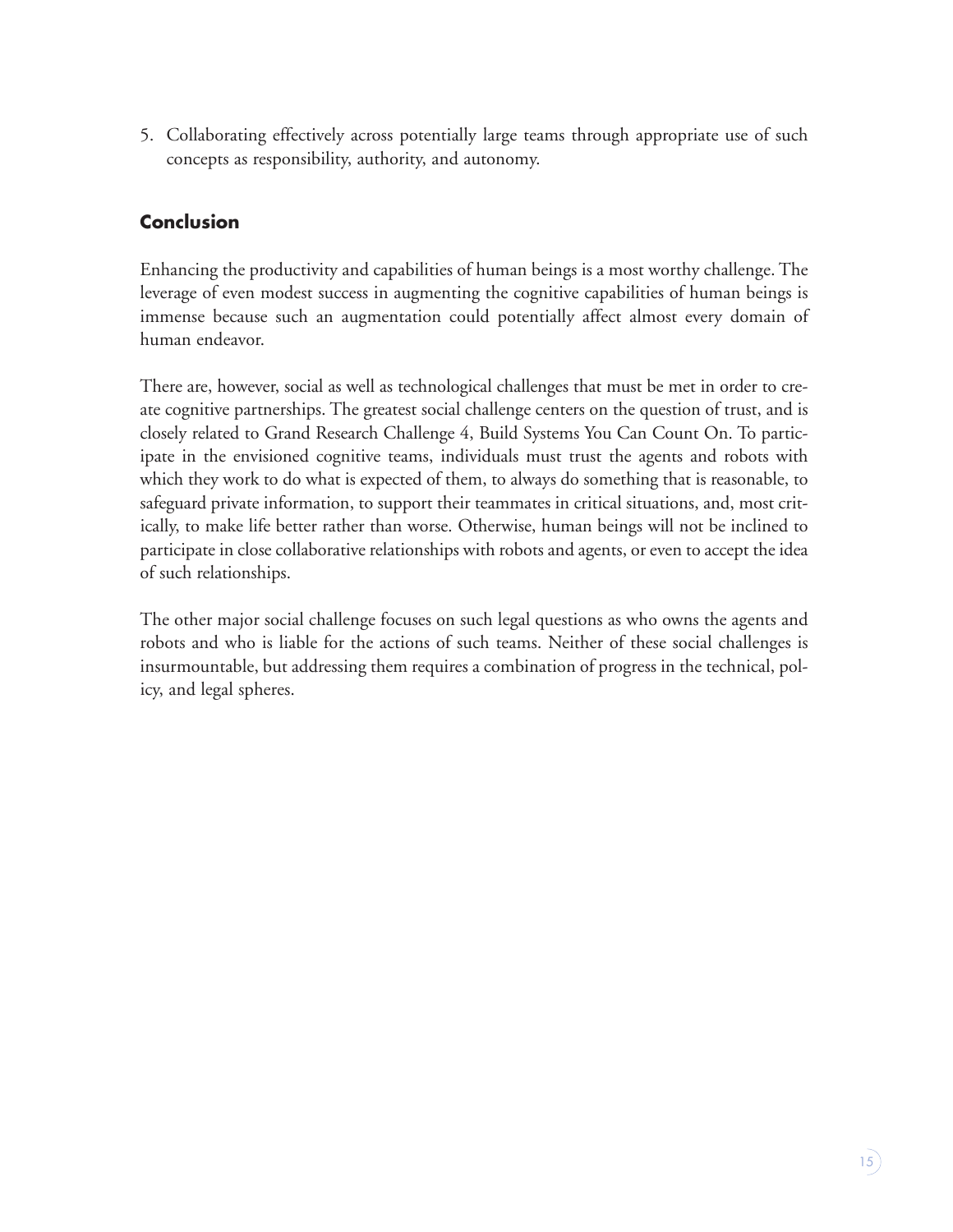5. Collaborating effectively across potentially large teams through appropriate use of such concepts as responsibility, authority, and autonomy.

## Conclusion

Enhancing the productivity and capabilities of human beings is a most worthy challenge. The leverage of even modest success in augmenting the cognitive capabilities of human beings is immense because such an augmentation could potentially affect almost every domain of human endeavor.

There are, however, social as well as technological challenges that must be met in order to create cognitive partnerships. The greatest social challenge centers on the question of trust, and is closely related to Grand Research Challenge 4, Build Systems You Can Count On. To participate in the envisioned cognitive teams, individuals must trust the agents and robots with which they work to do what is expected of them, to always do something that is reasonable, to safeguard private information, to support their teammates in critical situations, and, most critically, to make life better rather than worse. Otherwise, human beings will not be inclined to participate in close collaborative relationships with robots and agents, or even to accept the idea of such relationships.

The other major social challenge focuses on such legal questions as who owns the agents and robots and who is liable for the actions of such teams. Neither of these social challenges is insurmountable, but addressing them requires a combination of progress in the technical, policy, and legal spheres.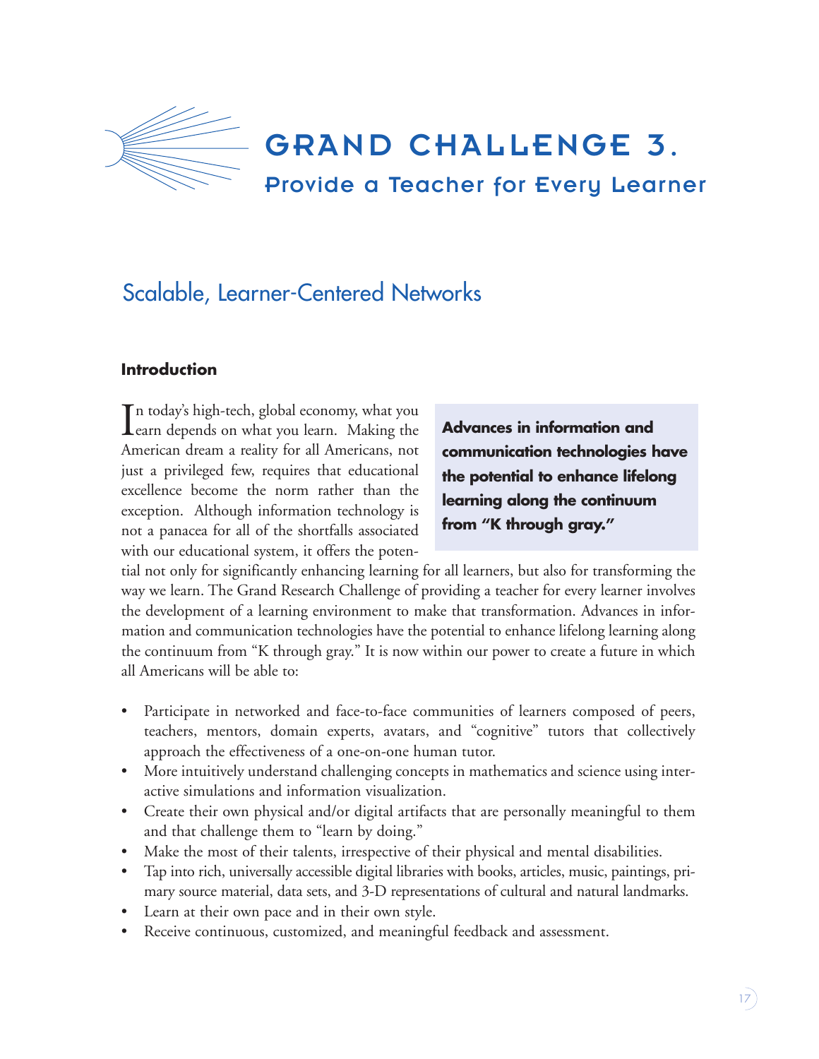# GRAND CHALLENGE 3.

## Provide a Teacher for Every Learner

## Scalable, Learner-Centered Networks

### Introduction

In today's high-tech, global economy, what you earn depends on what you learn. Making the American dream a reality for all Americans, not just a privileged few, requires that educational excellence become the norm rather than the exception. Although information technology is not a panacea for all of the shortfalls associated with our educational system, it offers the potential not only for significantly enhancing learning for all learners, but also for transforming the way we learn. The Grand Research Challenge of providing a teacher for every learner involves the development of a learning environment to make that transformation. Advances in information and communication technologies have the potential to enhance lifelong learning along the continuum from "K through gray." It is now within our power to create a future in which all Americans will be able to:

**Advances in information and communication technologies have the potential to enhance lifelong learning along the continuum from "K through gray."**

- Participate in networked and face-to-face communities of learners composed of peers, teachers, mentors, domain experts, avatars, and "cognitive" tutors that collectively approach the effectiveness of a one-on-one human tutor.
- More intuitively understand challenging concepts in mathematics and science using interactive simulations and information visualization.
- Create their own physical and/or digital artifacts that are personally meaningful to them and that challenge them to "learn by doing."
- Make the most of their talents, irrespective of their physical and mental disabilities.
- Tap into rich, universally accessible digital libraries with books, articles, music, paintings, primary source material, data sets, and 3-D representations of cultural and natural landmarks.
- Learn at their own pace and in their own style.
- Receive continuous, customized, and meaningful feedback and assessment.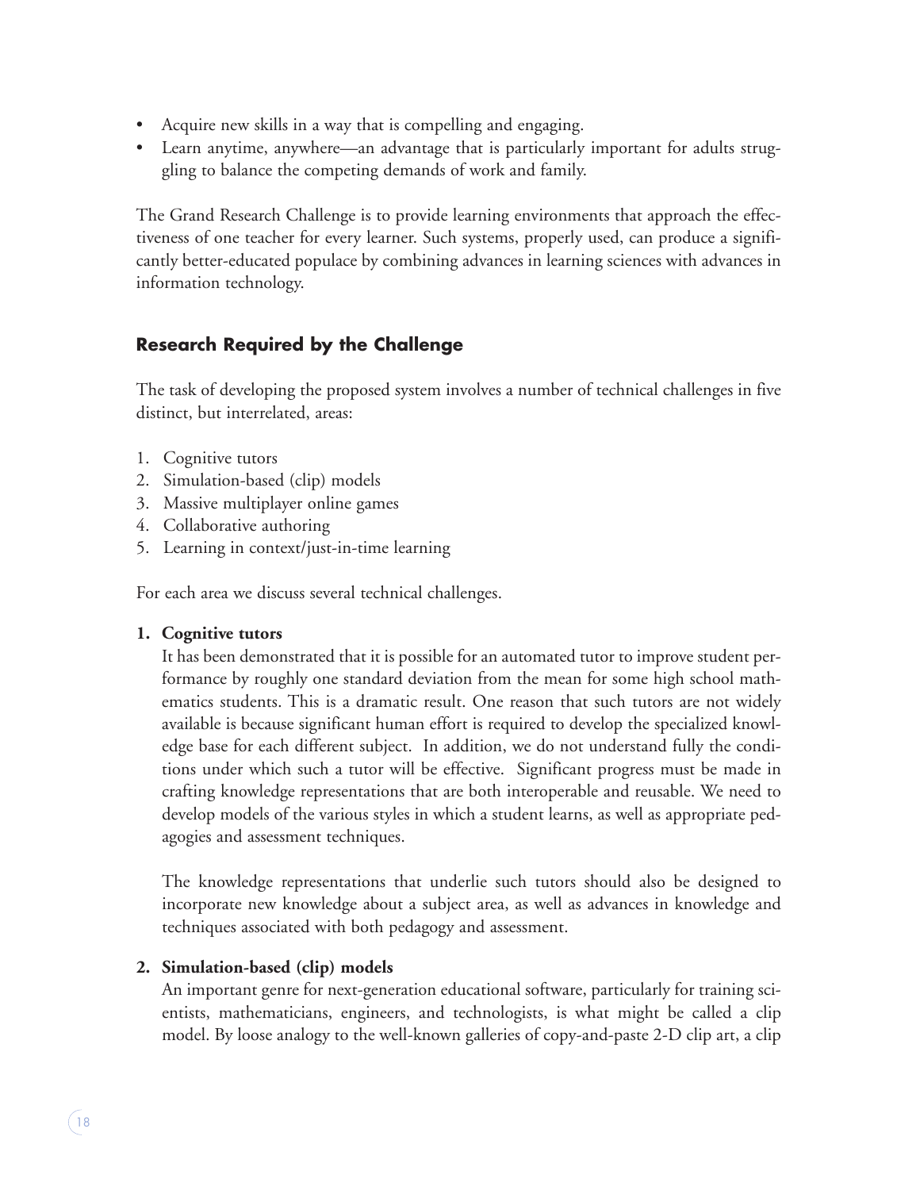- Acquire new skills in a way that is compelling and engaging.
- Learn anytime, anywhere—an advantage that is particularly important for adults struggling to balance the competing demands of work and family.

The Grand Research Challenge is to provide learning environments that approach the effectiveness of one teacher for every learner. Such systems, properly used, can produce a significantly better-educated populace by combining advances in learning sciences with advances in information technology.

## Research Required by the Challenge

The task of developing the proposed system involves a number of technical challenges in five distinct, but interrelated, areas:

1. Cognitive tutors
2. Simulation-based (clip) models
3. Massive multiplayer online games
4. Collaborative authoring
5. Learning in context/just-in-time learning

For each area we discuss several technical challenges.

**1. Cognitive tutors**

It has been demonstrated that it is possible for an automated tutor to improve student performance by roughly one standard deviation from the mean for some high school mathematics students. This is a dramatic result. One reason that such tutors are not widely available is because significant human effort is required to develop the specialized knowledge base for each different subject. In addition, we do not understand fully the conditions under which such a tutor will be effective. Significant progress must be made in crafting knowledge representations that are both interoperable and reusable. We need to develop models of the various styles in which a student learns, as well as appropriate pedagogies and assessment techniques.

The knowledge representations that underlie such tutors should also be designed to incorporate new knowledge about a subject area, as well as advances in knowledge and techniques associated with both pedagogy and assessment.

**2. Simulation-based (clip) models**

An important genre for next-generation educational software, particularly for training scientists, mathematicians, engineers, and technologists, is what might be called a clip model. By loose analogy to the well-known galleries of copy-and-paste 2-D clip art, a clip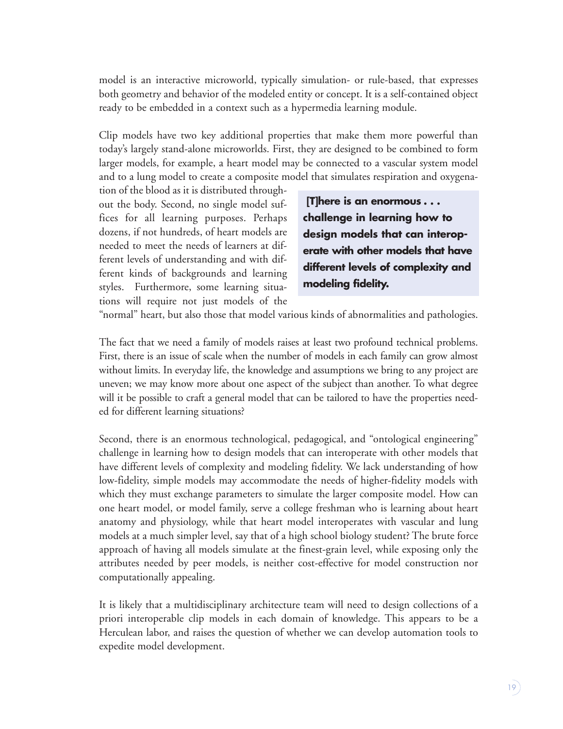model is an interactive microworld, typically simulation- or rule-based, that expresses both geometry and behavior of the modeled entity or concept. It is a self-contained object ready to be embedded in a context such as a hypermedia learning module.

Clip models have two key additional properties that make them more powerful than today's largely stand-alone microworlds. First, they are designed to be combined to form larger models, for example, a heart model may be connected to a vascular system model and to a lung model to create a composite model that simulates respiration and oxygenation of the blood as it is distributed throughout the body. Second, no single model suffices for all learning purposes. Perhaps dozens, if not hundreds, of heart models are needed to meet the needs of learners at different levels of understanding and with different kinds of backgrounds and learning styles. Furthermore, some learning situations will require not just models of the "normal" heart, but also those that model various kinds of abnormalities and pathologies.

> **[T]here is an enormous . . . challenge in learning how to design models that can interoperate with other models that have different levels of complexity and modeling fidelity.**

The fact that we need a family of models raises at least two profound technical problems. First, there is an issue of scale when the number of models in each family can grow almost without limits. In everyday life, the knowledge and assumptions we bring to any project are uneven; we may know more about one aspect of the subject than another. To what degree will it be possible to craft a general model that can be tailored to have the properties needed for different learning situations?

Second, there is an enormous technological, pedagogical, and "ontological engineering" challenge in learning how to design models that can interoperate with other models that have different levels of complexity and modeling fidelity. We lack understanding of how low-fidelity, simple models may accommodate the needs of higher-fidelity models with which they must exchange parameters to simulate the larger composite model. How can one heart model, or model family, serve a college freshman who is learning about heart anatomy and physiology, while that heart model interoperates with vascular and lung models at a much simpler level, say that of a high school biology student? The brute force approach of having all models simulate at the finest-grain level, while exposing only the attributes needed by peer models, is neither cost-effective for model construction nor computationally appealing.

It is likely that a multidisciplinary architecture team will need to design collections of a priori interoperable clip models in each domain of knowledge. This appears to be a Herculean labor, and raises the question of whether we can develop automation tools to expedite model development.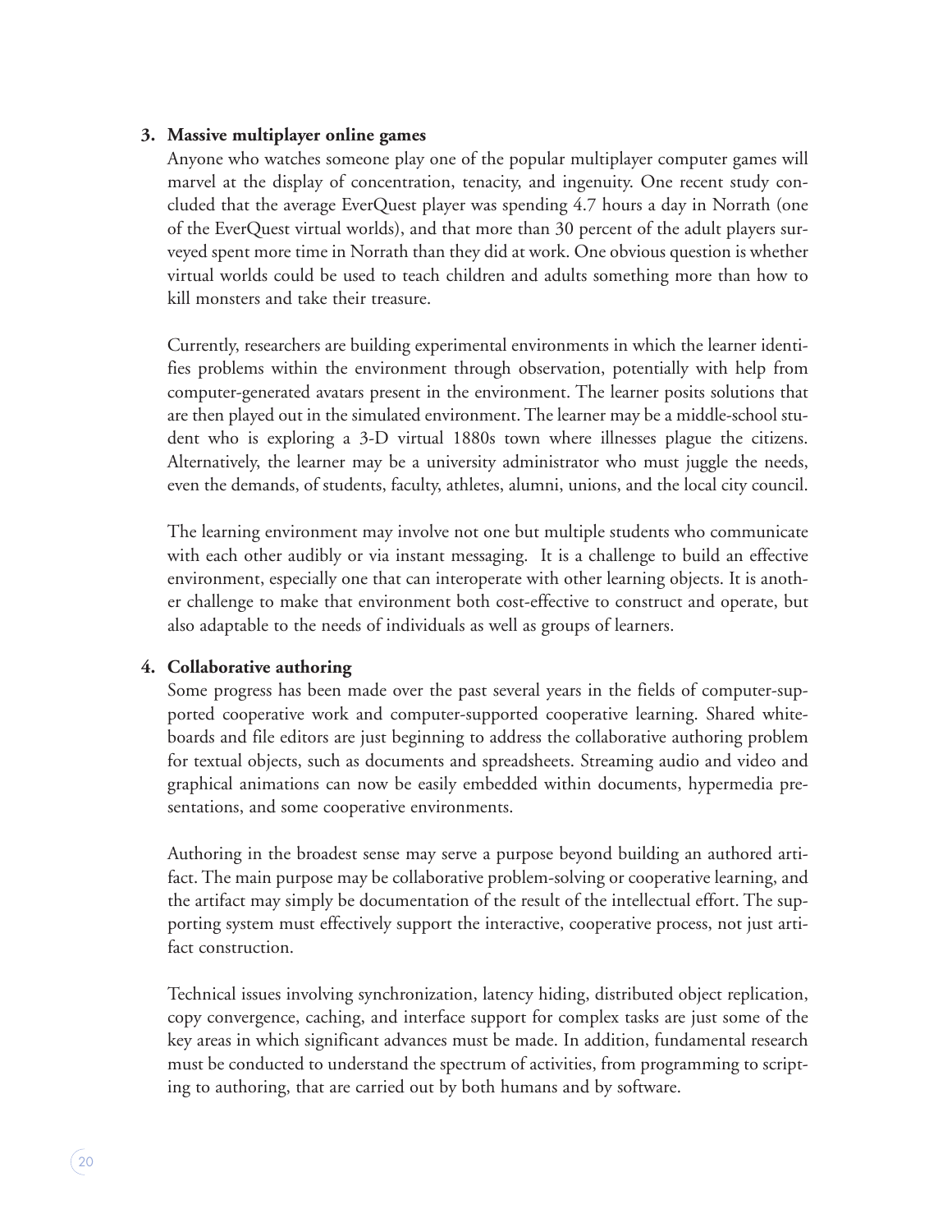3. **Massive multiplayer online games**

   Anyone who watches someone play one of the popular multiplayer computer games will marvel at the display of concentration, tenacity, and ingenuity. One recent study concluded that the average EverQuest player was spending 4.7 hours a day in Norrath (one of the EverQuest virtual worlds), and that more than 30 percent of the adult players surveyed spent more time in Norrath than they did at work. One obvious question is whether virtual worlds could be used to teach children and adults something more than how to kill monsters and take their treasure.

   Currently, researchers are building experimental environments in which the learner identifies problems within the environment through observation, potentially with help from computer-generated avatars present in the environment. The learner posits solutions that are then played out in the simulated environment. The learner may be a middle-school student who is exploring a 3-D virtual 1880s town where illnesses plague the citizens. Alternatively, the learner may be a university administrator who must juggle the needs, even the demands, of students, faculty, athletes, alumni, unions, and the local city council.

   The learning environment may involve not one but multiple students who communicate with each other audibly or via instant messaging. It is a challenge to build an effective environment, especially one that can interoperate with other learning objects. It is another challenge to make that environment both cost-effective to construct and operate, but also adaptable to the needs of individuals as well as groups of learners.

4. **Collaborative authoring**

   Some progress has been made over the past several years in the fields of computer-supported cooperative work and computer-supported cooperative learning. Shared whiteboards and file editors are just beginning to address the collaborative authoring problem for textual objects, such as documents and spreadsheets. Streaming audio and video and graphical animations can now be easily embedded within documents, hypermedia presentations, and some cooperative environments.

   Authoring in the broadest sense may serve a purpose beyond building an authored artifact. The main purpose may be collaborative problem-solving or cooperative learning, and the artifact may simply be documentation of the result of the intellectual effort. The supporting system must effectively support the interactive, cooperative process, not just artifact construction.

   Technical issues involving synchronization, latency hiding, distributed object replication, copy convergence, caching, and interface support for complex tasks are just some of the key areas in which significant advances must be made. In addition, fundamental research must be conducted to understand the spectrum of activities, from programming to scripting to authoring, that are carried out by both humans and by software.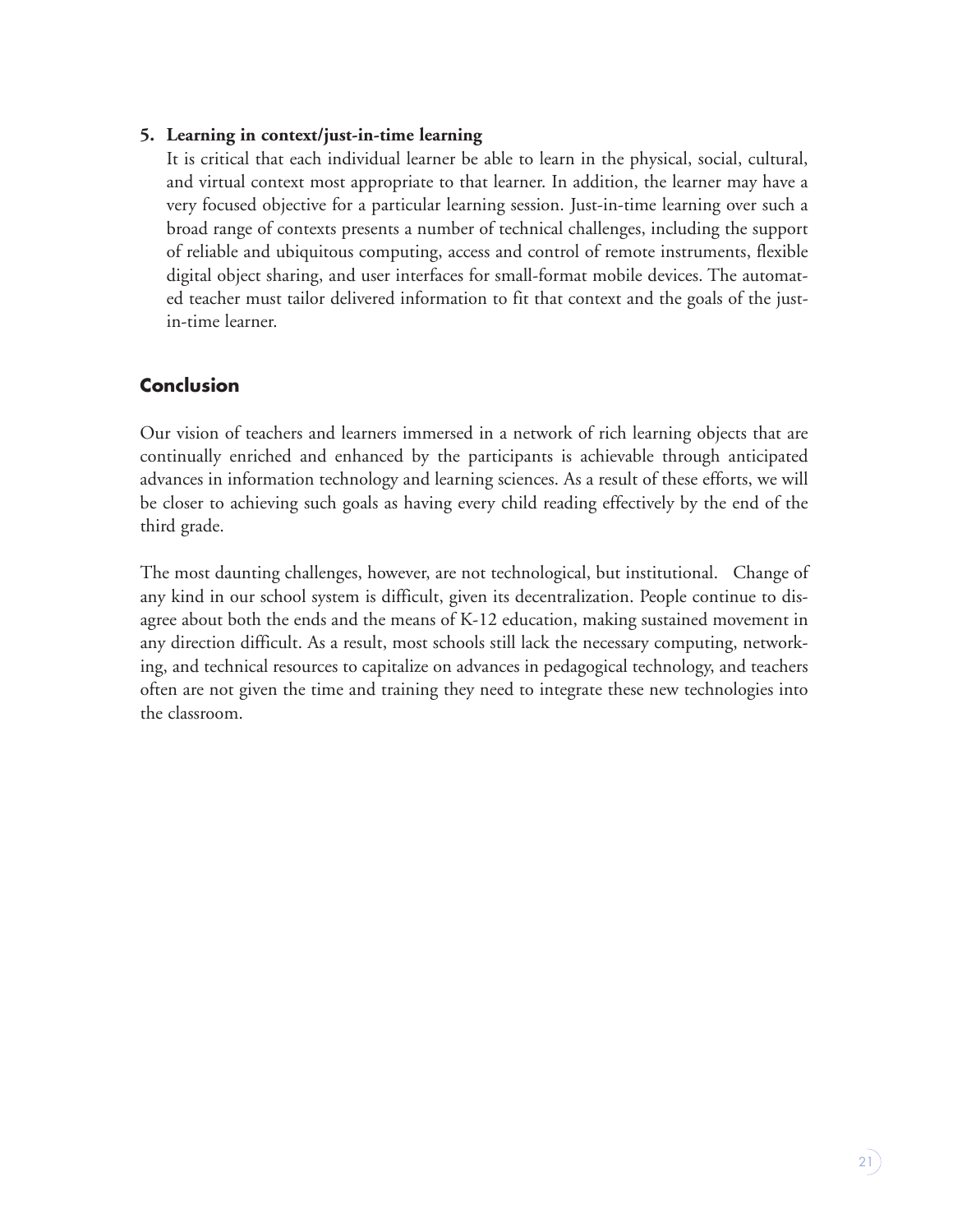5. **Learning in context/just-in-time learning**

   It is critical that each individual learner be able to learn in the physical, social, cultural, and virtual context most appropriate to that learner. In addition, the learner may have a very focused objective for a particular learning session. Just-in-time learning over such a broad range of contexts presents a number of technical challenges, including the support of reliable and ubiquitous computing, access and control of remote instruments, flexible digital object sharing, and user interfaces for small-format mobile devices. The automated teacher must tailor delivered information to fit that context and the goals of the just-in-time learner.

## Conclusion

Our vision of teachers and learners immersed in a network of rich learning objects that are continually enriched and enhanced by the participants is achievable through anticipated advances in information technology and learning sciences. As a result of these efforts, we will be closer to achieving such goals as having every child reading effectively by the end of the third grade.

The most daunting challenges, however, are not technological, but institutional. Change of any kind in our school system is difficult, given its decentralization. People continue to disagree about both the ends and the means of K-12 education, making sustained movement in any direction difficult. As a result, most schools still lack the necessary computing, networking, and technical resources to capitalize on advances in pedagogical technology, and teachers often are not given the time and training they need to integrate these new technologies into the classroom.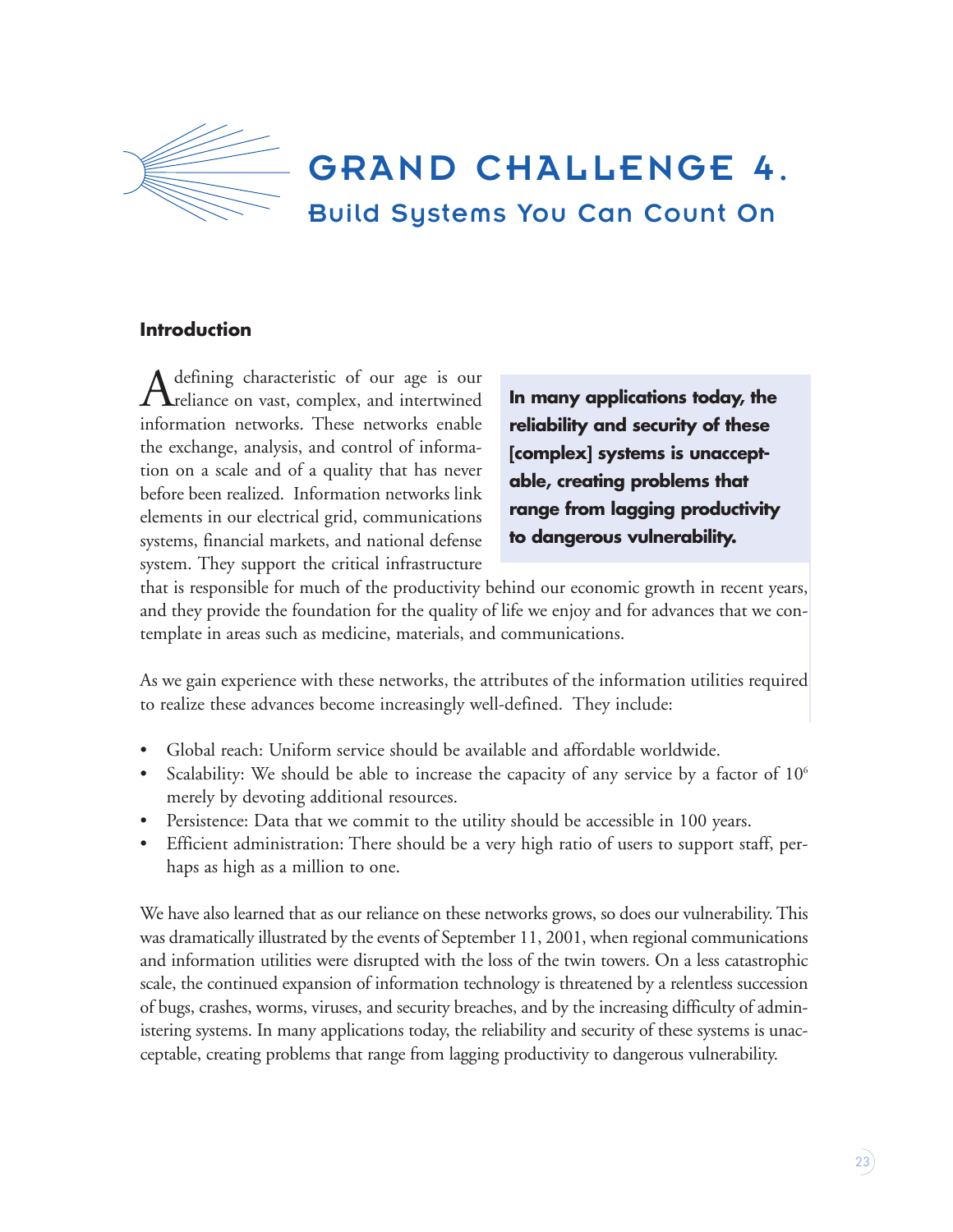# GRAND CHALLENGE 4.

## Build Systems You Can Count On

### Introduction

A defining characteristic of our age is our reliance on vast, complex, and intertwined information networks. These networks enable the exchange, analysis, and control of information on a scale and of a quality that has never before been realized. Information networks link elements in our electrical grid, communications systems, financial markets, and national defense system. They support the critical infrastructure that is responsible for much of the productivity behind our economic growth in recent years, and they provide the foundation for the quality of life we enjoy and for advances that we contemplate in areas such as medicine, materials, and communications.

**In many applications today, the reliability and security of these [complex] systems is unacceptable, creating problems that range from lagging productivity to dangerous vulnerability.**

As we gain experience with these networks, the attributes of the information utilities required to realize these advances become increasingly well-defined. They include:

- Global reach: Uniform service should be available and affordable worldwide.
- Scalability: We should be able to increase the capacity of any service by a factor of $10^6$ merely by devoting additional resources.
- Persistence: Data that we commit to the utility should be accessible in 100 years.
- Efficient administration: There should be a very high ratio of users to support staff, perhaps as high as a million to one.

We have also learned that as our reliance on these networks grows, so does our vulnerability. This was dramatically illustrated by the events of September 11, 2001, when regional communications and information utilities were disrupted with the loss of the twin towers. On a less catastrophic scale, the continued expansion of information technology is threatened by a relentless succession of bugs, crashes, worms, viruses, and security breaches, and by the increasing difficulty of administering systems. In many applications today, the reliability and security of these systems is unacceptable, creating problems that range from lagging productivity to dangerous vulnerability.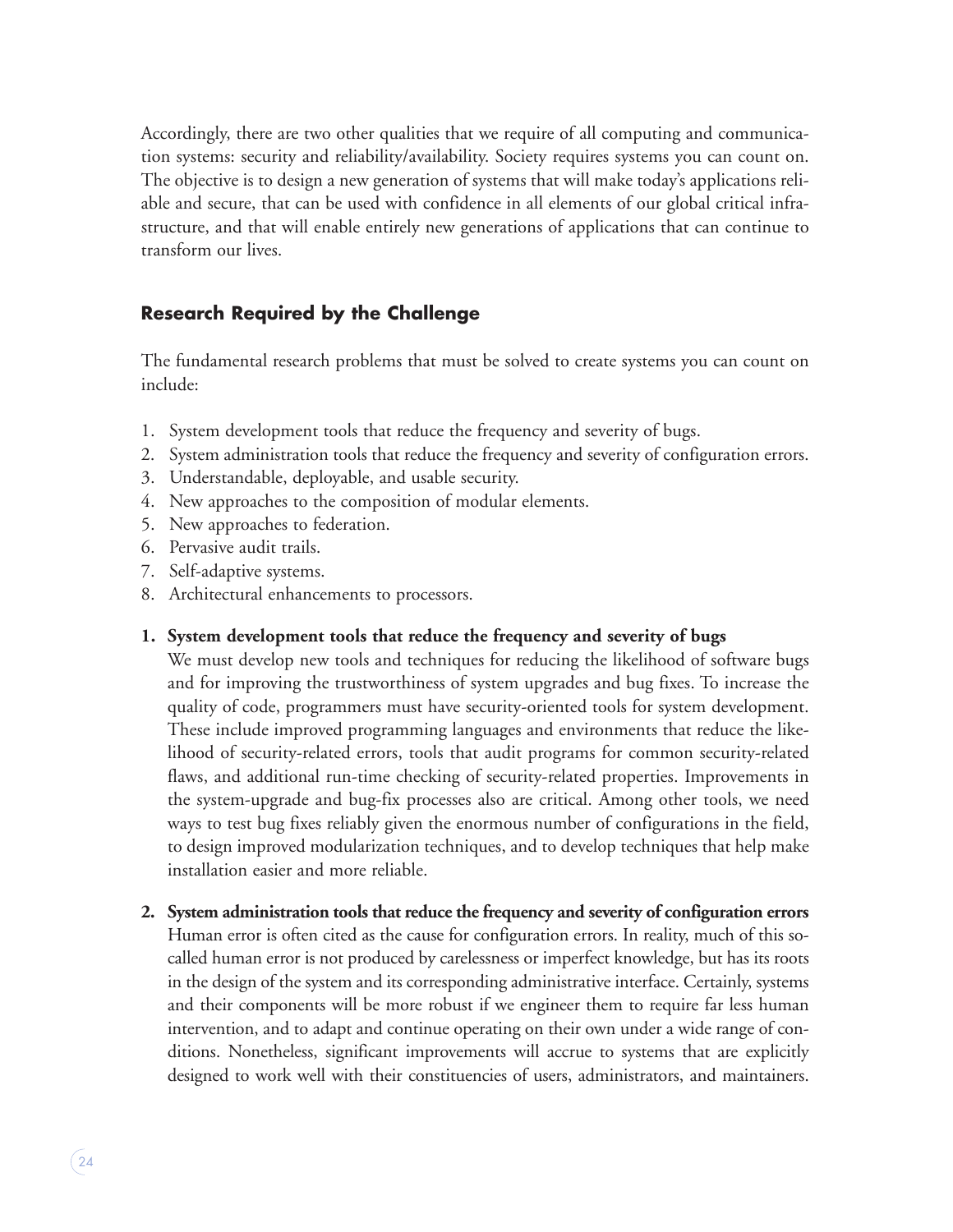Accordingly, there are two other qualities that we require of all computing and communication systems: security and reliability/availability. Society requires systems you can count on. The objective is to design a new generation of systems that will make today's applications reliable and secure, that can be used with confidence in all elements of our global critical infrastructure, and that will enable entirely new generations of applications that can continue to transform our lives.

## Research Required by the Challenge

The fundamental research problems that must be solved to create systems you can count on include:

1. System development tools that reduce the frequency and severity of bugs.
2. System administration tools that reduce the frequency and severity of configuration errors.
3. Understandable, deployable, and usable security.
4. New approaches to the composition of modular elements.
5. New approaches to federation.
6. Pervasive audit trails.
7. Self-adaptive systems.
8. Architectural enhancements to processors.

**1. System development tools that reduce the frequency and severity of bugs**

We must develop new tools and techniques for reducing the likelihood of software bugs and for improving the trustworthiness of system upgrades and bug fixes. To increase the quality of code, programmers must have security-oriented tools for system development. These include improved programming languages and environments that reduce the likelihood of security-related errors, tools that audit programs for common security-related flaws, and additional run-time checking of security-related properties. Improvements in the system-upgrade and bug-fix processes also are critical. Among other tools, we need ways to test bug fixes reliably given the enormous number of configurations in the field, to design improved modularization techniques, and to develop techniques that help make installation easier and more reliable.

**2. System administration tools that reduce the frequency and severity of configuration errors**

Human error is often cited as the cause for configuration errors. In reality, much of this so-called human error is not produced by carelessness or imperfect knowledge, but has its roots in the design of the system and its corresponding administrative interface. Certainly, systems and their components will be more robust if we engineer them to require far less human intervention, and to adapt and continue operating on their own under a wide range of conditions. Nonetheless, significant improvements will accrue to systems that are explicitly designed to work well with their constituencies of users, administrators, and maintainers.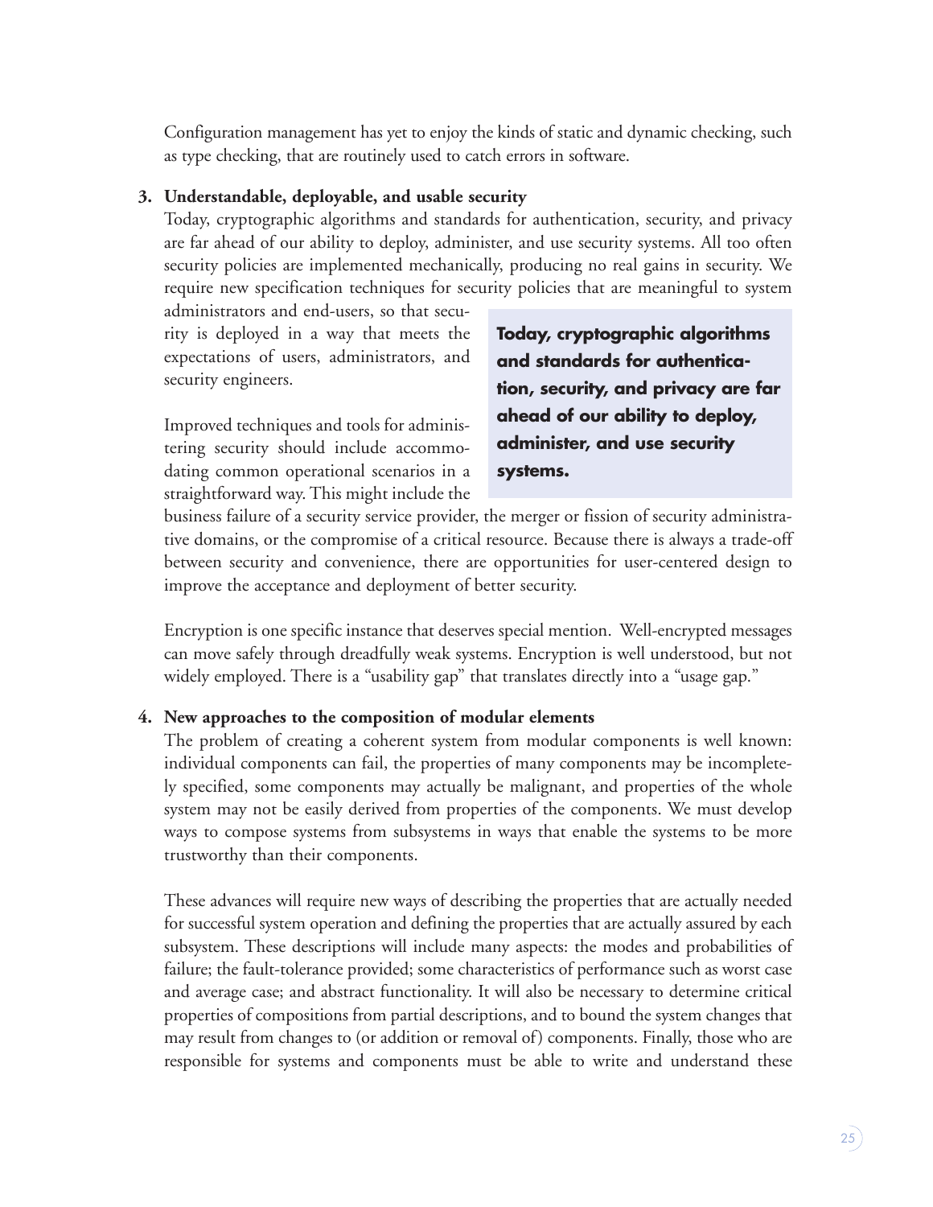Configuration management has yet to enjoy the kinds of static and dynamic checking, such as type checking, that are routinely used to catch errors in software.

**3. Understandable, deployable, and usable security**

Today, cryptographic algorithms and standards for authentication, security, and privacy are far ahead of our ability to deploy, administer, and use security systems. All too often security policies are implemented mechanically, producing no real gains in security. We require new specification techniques for security policies that are meaningful to system administrators and end-users, so that security is deployed in a way that meets the expectations of users, administrators, and security engineers.

**Today, cryptographic algorithms and standards for authentication, security, and privacy are far ahead of our ability to deploy, administer, and use security systems.**

Improved techniques and tools for administering security should include accommodating common operational scenarios in a straightforward way. This might include the business failure of a security service provider, the merger or fission of security administrative domains, or the compromise of a critical resource. Because there is always a trade-off between security and convenience, there are opportunities for user-centered design to improve the acceptance and deployment of better security.

Encryption is one specific instance that deserves special mention. Well-encrypted messages can move safely through dreadfully weak systems. Encryption is well understood, but not widely employed. There is a "usability gap" that translates directly into a "usage gap."

**4. New approaches to the composition of modular elements**

The problem of creating a coherent system from modular components is well known: individual components can fail, the properties of many components may be incompletely specified, some components may actually be malignant, and properties of the whole system may not be easily derived from properties of the components. We must develop ways to compose systems from subsystems in ways that enable the systems to be more trustworthy than their components.

These advances will require new ways of describing the properties that are actually needed for successful system operation and defining the properties that are actually assured by each subsystem. These descriptions will include many aspects: the modes and probabilities of failure; the fault-tolerance provided; some characteristics of performance such as worst case and average case; and abstract functionality. It will also be necessary to determine critical properties of compositions from partial descriptions, and to bound the system changes that may result from changes to (or addition or removal of) components. Finally, those who are responsible for systems and components must be able to write and understand these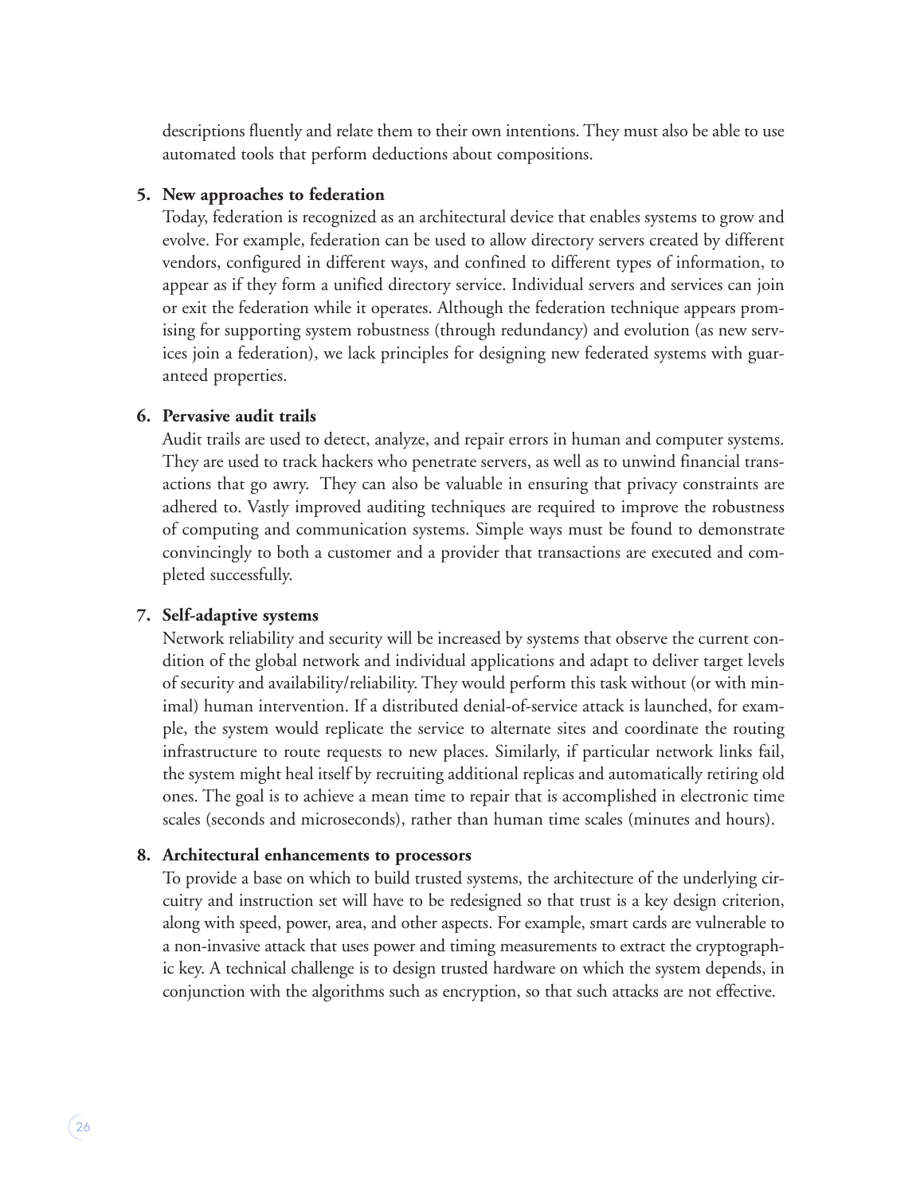descriptions fluently and relate them to their own intentions. They must also be able to use automated tools that perform deductions about compositions.

5. **New approaches to federation**

   Today, federation is recognized as an architectural device that enables systems to grow and evolve. For example, federation can be used to allow directory servers created by different vendors, configured in different ways, and confined to different types of information, to appear as if they form a unified directory service. Individual servers and services can join or exit the federation while it operates. Although the federation technique appears promising for supporting system robustness (through redundancy) and evolution (as new services join a federation), we lack principles for designing new federated systems with guaranteed properties.

6. **Pervasive audit trails**

   Audit trails are used to detect, analyze, and repair errors in human and computer systems. They are used to track hackers who penetrate servers, as well as to unwind financial transactions that go awry. They can also be valuable in ensuring that privacy constraints are adhered to. Vastly improved auditing techniques are required to improve the robustness of computing and communication systems. Simple ways must be found to demonstrate convincingly to both a customer and a provider that transactions are executed and completed successfully.

7. **Self-adaptive systems**

   Network reliability and security will be increased by systems that observe the current condition of the global network and individual applications and adapt to deliver target levels of security and availability/reliability. They would perform this task without (or with minimal) human intervention. If a distributed denial-of-service attack is launched, for example, the system would replicate the service to alternate sites and coordinate the routing infrastructure to route requests to new places. Similarly, if particular network links fail, the system might heal itself by recruiting additional replicas and automatically retiring old ones. The goal is to achieve a mean time to repair that is accomplished in electronic time scales (seconds and microseconds), rather than human time scales (minutes and hours).

8. **Architectural enhancements to processors**

   To provide a base on which to build trusted systems, the architecture of the underlying circuitry and instruction set will have to be redesigned so that trust is a key design criterion, along with speed, power, area, and other aspects. For example, smart cards are vulnerable to a non-invasive attack that uses power and timing measurements to extract the cryptographic key. A technical challenge is to design trusted hardware on which the system depends, in conjunction with the algorithms such as encryption, so that such attacks are not effective.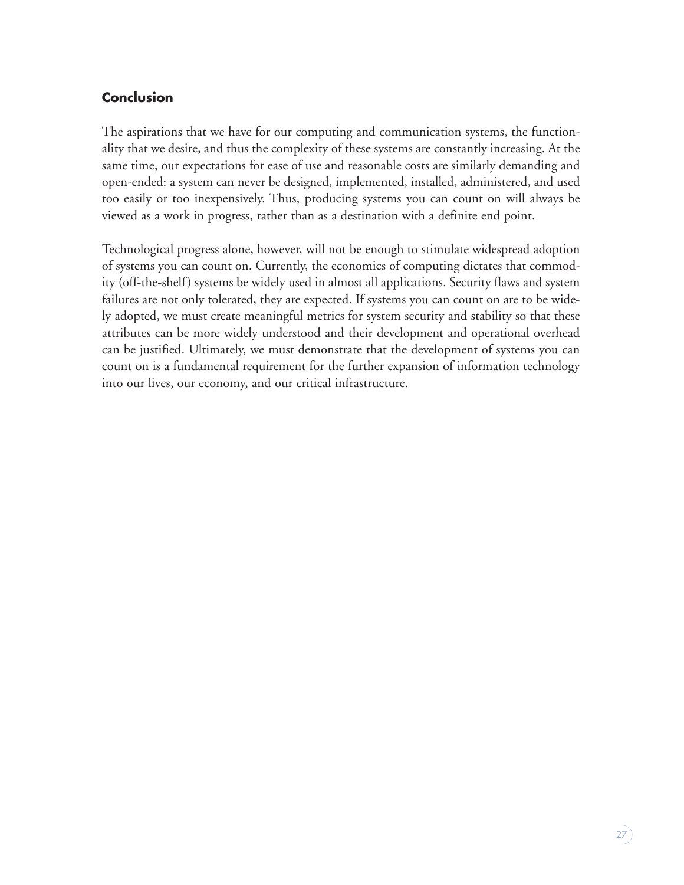## Conclusion

The aspirations that we have for our computing and communication systems, the functionality that we desire, and thus the complexity of these systems are constantly increasing. At the same time, our expectations for ease of use and reasonable costs are similarly demanding and open-ended: a system can never be designed, implemented, installed, administered, and used too easily or too inexpensively. Thus, producing systems you can count on will always be viewed as a work in progress, rather than as a destination with a definite end point.

Technological progress alone, however, will not be enough to stimulate widespread adoption of systems you can count on. Currently, the economics of computing dictates that commodity (off-the-shelf) systems be widely used in almost all applications. Security flaws and system failures are not only tolerated, they are expected. If systems you can count on are to be widely adopted, we must create meaningful metrics for system security and stability so that these attributes can be more widely understood and their development and operational overhead can be justified. Ultimately, we must demonstrate that the development of systems you can count on is a fundamental requirement for the further expansion of information technology into our lives, our economy, and our critical infrastructure.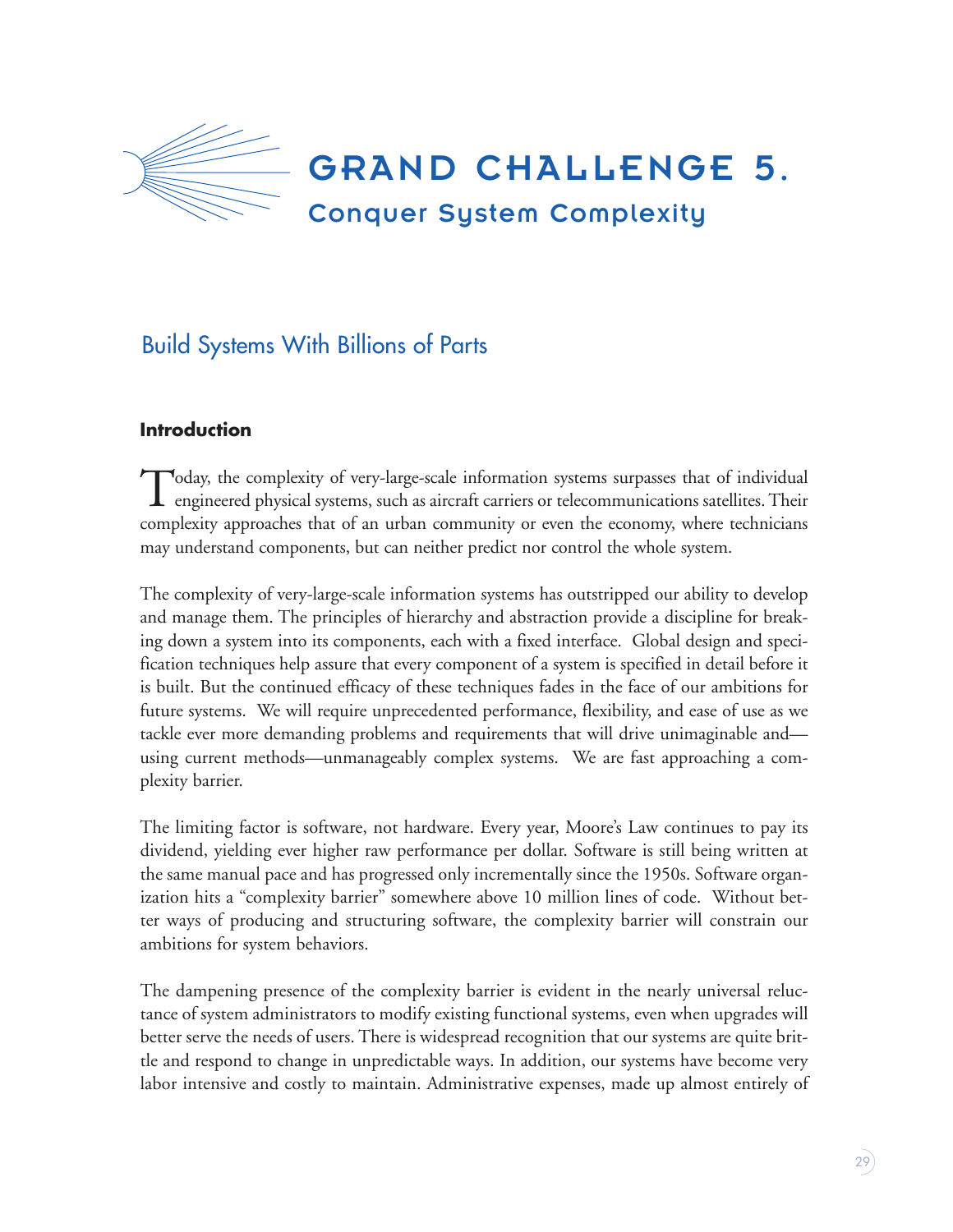# GRAND CHALLENGE 5.

## Conquer System Complexity

## Build Systems With Billions of Parts

### Introduction

Today, the complexity of very-large-scale information systems surpasses that of individual engineered physical systems, such as aircraft carriers or telecommunications satellites. Their complexity approaches that of an urban community or even the economy, where technicians may understand components, but can neither predict nor control the whole system.

The complexity of very-large-scale information systems has outstripped our ability to develop and manage them. The principles of hierarchy and abstraction provide a discipline for breaking down a system into its components, each with a fixed interface. Global design and specification techniques help assure that every component of a system is specified in detail before it is built. But the continued efficacy of these techniques fades in the face of our ambitions for future systems. We will require unprecedented performance, flexibility, and ease of use as we tackle ever more demanding problems and requirements that will drive unimaginable and—using current methods—unmanageably complex systems. We are fast approaching a complexity barrier.

The limiting factor is software, not hardware. Every year, Moore's Law continues to pay its dividend, yielding ever higher raw performance per dollar. Software is still being written at the same manual pace and has progressed only incrementally since the 1950s. Software organization hits a "complexity barrier" somewhere above 10 million lines of code. Without better ways of producing and structuring software, the complexity barrier will constrain our ambitions for system behaviors.

The dampening presence of the complexity barrier is evident in the nearly universal reluctance of system administrators to modify existing functional systems, even when upgrades will better serve the needs of users. There is widespread recognition that our systems are quite brittle and respond to change in unpredictable ways. In addition, our systems have become very labor intensive and costly to maintain. Administrative expenses, made up almost entirely of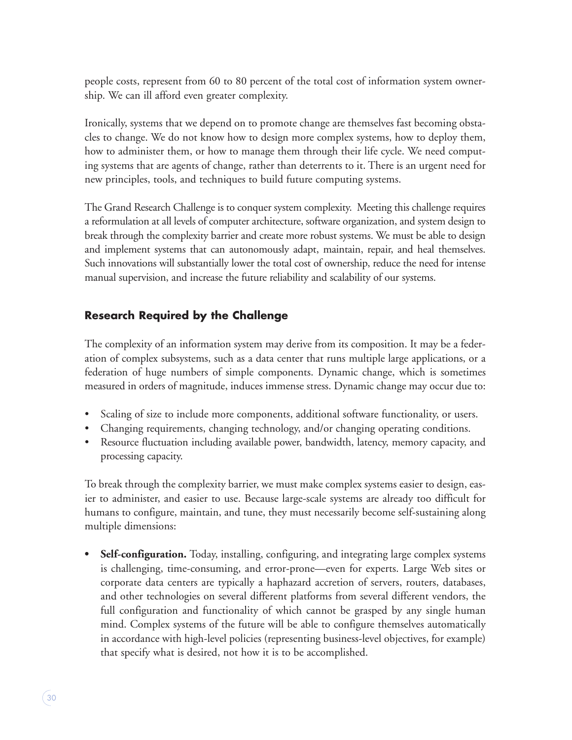people costs, represent from 60 to 80 percent of the total cost of information system ownership. We can ill afford even greater complexity.

Ironically, systems that we depend on to promote change are themselves fast becoming obstacles to change. We do not know how to design more complex systems, how to deploy them, how to administer them, or how to manage them through their life cycle. We need computing systems that are agents of change, rather than deterrents to it. There is an urgent need for new principles, tools, and techniques to build future computing systems.

The Grand Research Challenge is to conquer system complexity. Meeting this challenge requires a reformulation at all levels of computer architecture, software organization, and system design to break through the complexity barrier and create more robust systems. We must be able to design and implement systems that can autonomously adapt, maintain, repair, and heal themselves. Such innovations will substantially lower the total cost of ownership, reduce the need for intense manual supervision, and increase the future reliability and scalability of our systems.

## Research Required by the Challenge

The complexity of an information system may derive from its composition. It may be a federation of complex subsystems, such as a data center that runs multiple large applications, or a federation of huge numbers of simple components. Dynamic change, which is sometimes measured in orders of magnitude, induces immense stress. Dynamic change may occur due to:

- Scaling of size to include more components, additional software functionality, or users.
- Changing requirements, changing technology, and/or changing operating conditions.
- Resource fluctuation including available power, bandwidth, latency, memory capacity, and processing capacity.

To break through the complexity barrier, we must make complex systems easier to design, easier to administer, and easier to use. Because large-scale systems are already too difficult for humans to configure, maintain, and tune, they must necessarily become self-sustaining along multiple dimensions:

- **Self-configuration.** Today, installing, configuring, and integrating large complex systems is challenging, time-consuming, and error-prone—even for experts. Large Web sites or corporate data centers are typically a haphazard accretion of servers, routers, databases, and other technologies on several different platforms from several different vendors, the full configuration and functionality of which cannot be grasped by any single human mind. Complex systems of the future will be able to configure themselves automatically in accordance with high-level policies (representing business-level objectives, for example) that specify what is desired, not how it is to be accomplished.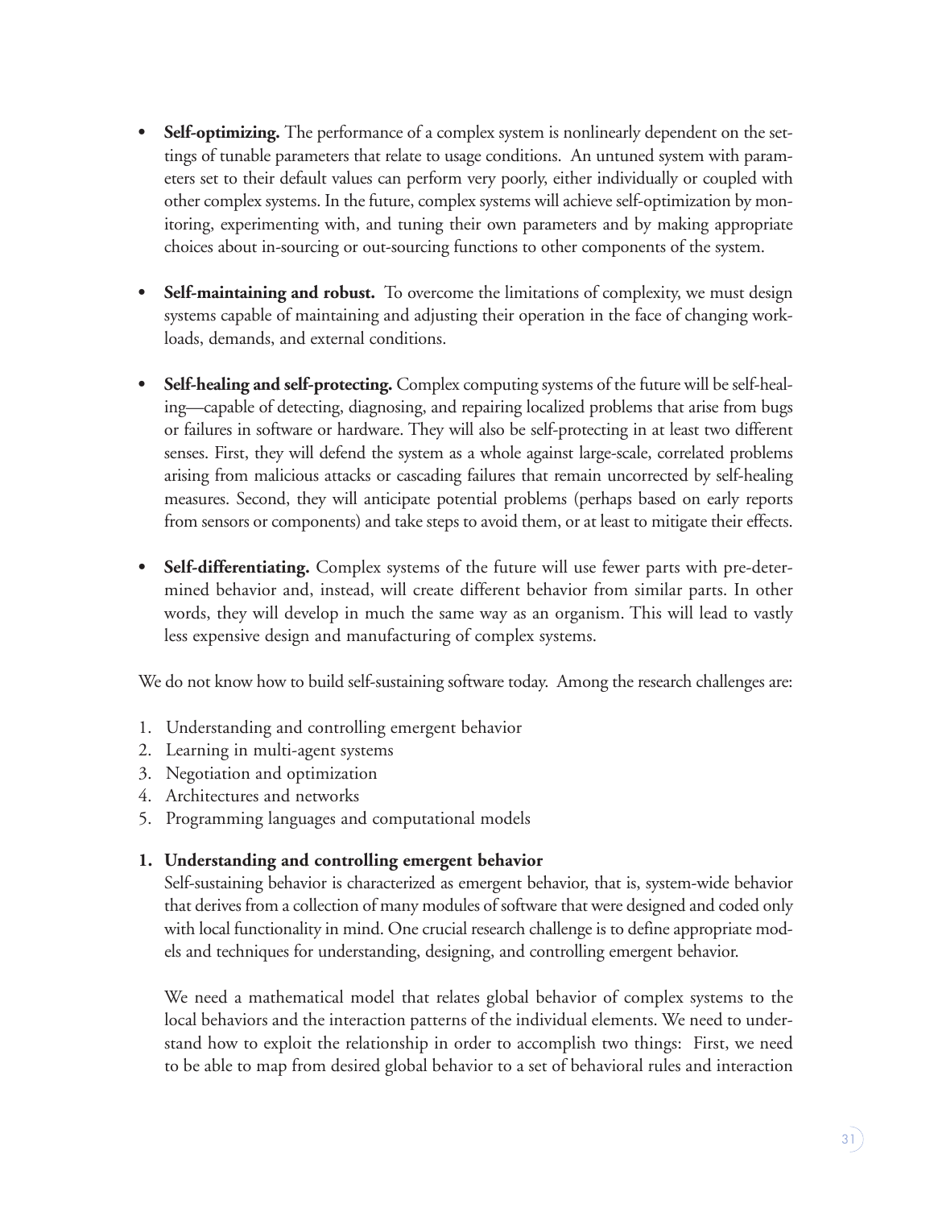- **Self-optimizing.** The performance of a complex system is nonlinearly dependent on the settings of tunable parameters that relate to usage conditions. An untuned system with parameters set to their default values can perform very poorly, either individually or coupled with other complex systems. In the future, complex systems will achieve self-optimization by monitoring, experimenting with, and tuning their own parameters and by making appropriate choices about in-sourcing or out-sourcing functions to other components of the system.

- **Self-maintaining and robust.** To overcome the limitations of complexity, we must design systems capable of maintaining and adjusting their operation in the face of changing workloads, demands, and external conditions.

- **Self-healing and self-protecting.** Complex computing systems of the future will be self-healing—capable of detecting, diagnosing, and repairing localized problems that arise from bugs or failures in software or hardware. They will also be self-protecting in at least two different senses. First, they will defend the system as a whole against large-scale, correlated problems arising from malicious attacks or cascading failures that remain uncorrected by self-healing measures. Second, they will anticipate potential problems (perhaps based on early reports from sensors or components) and take steps to avoid them, or at least to mitigate their effects.

- **Self-differentiating.** Complex systems of the future will use fewer parts with pre-determined behavior and, instead, will create different behavior from similar parts. In other words, they will develop in much the same way as an organism. This will lead to vastly less expensive design and manufacturing of complex systems.

We do not know how to build self-sustaining software today. Among the research challenges are:

1. Understanding and controlling emergent behavior
2. Learning in multi-agent systems
3. Negotiation and optimization
4. Architectures and networks
5. Programming languages and computational models

**1. Understanding and controlling emergent behavior**

Self-sustaining behavior is characterized as emergent behavior, that is, system-wide behavior that derives from a collection of many modules of software that were designed and coded only with local functionality in mind. One crucial research challenge is to define appropriate models and techniques for understanding, designing, and controlling emergent behavior.

We need a mathematical model that relates global behavior of complex systems to the local behaviors and the interaction patterns of the individual elements. We need to understand how to exploit the relationship in order to accomplish two things: First, we need to be able to map from desired global behavior to a set of behavioral rules and interaction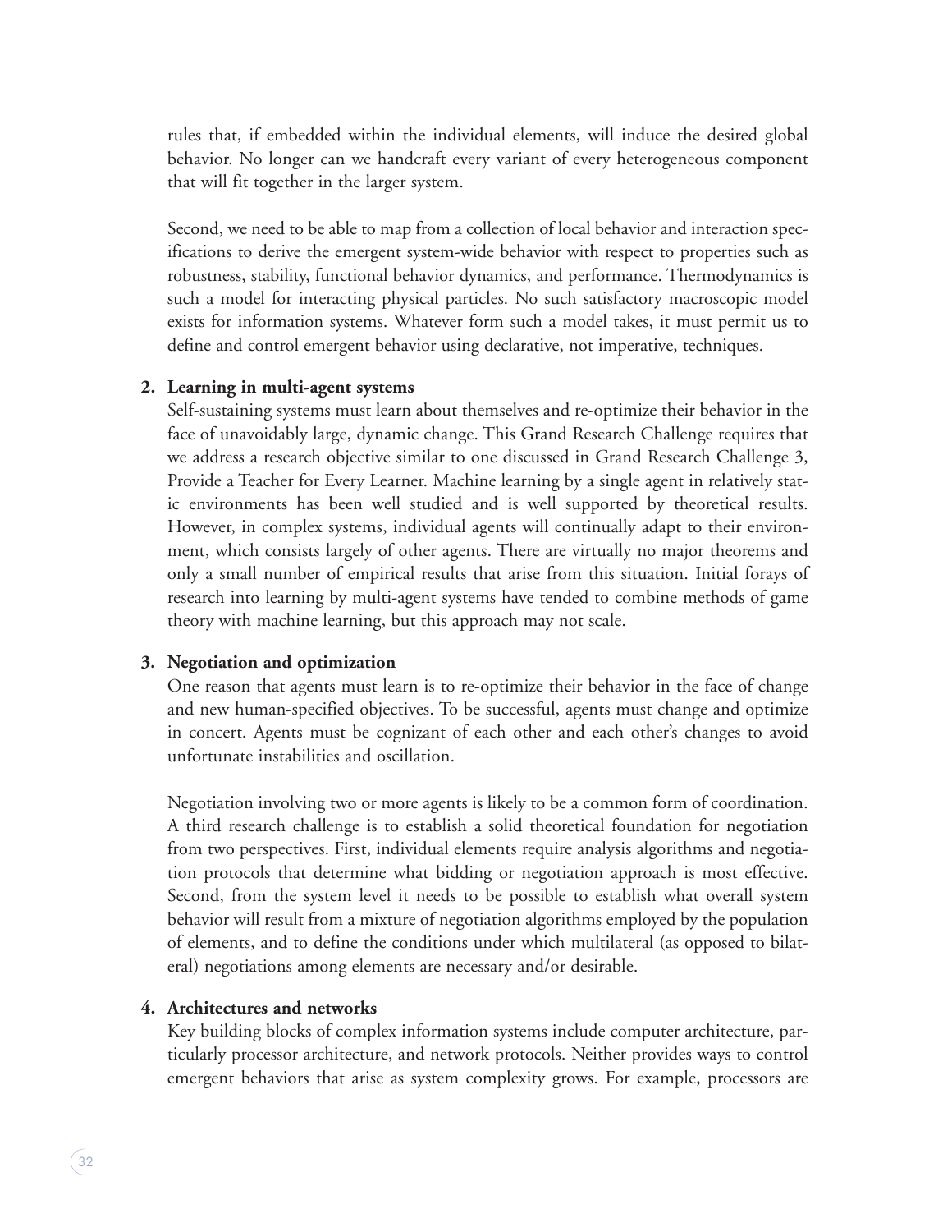rules that, if embedded within the individual elements, will induce the desired global behavior. No longer can we handcraft every variant of every heterogeneous component that will fit together in the larger system.

Second, we need to be able to map from a collection of local behavior and interaction specifications to derive the emergent system-wide behavior with respect to properties such as robustness, stability, functional behavior dynamics, and performance. Thermodynamics is such a model for interacting physical particles. No such satisfactory macroscopic model exists for information systems. Whatever form such a model takes, it must permit us to define and control emergent behavior using declarative, not imperative, techniques.

**2. Learning in multi-agent systems**

Self-sustaining systems must learn about themselves and re-optimize their behavior in the face of unavoidably large, dynamic change. This Grand Research Challenge requires that we address a research objective similar to one discussed in Grand Research Challenge 3, Provide a Teacher for Every Learner. Machine learning by a single agent in relatively static environments has been well studied and is well supported by theoretical results. However, in complex systems, individual agents will continually adapt to their environment, which consists largely of other agents. There are virtually no major theorems and only a small number of empirical results that arise from this situation. Initial forays of research into learning by multi-agent systems have tended to combine methods of game theory with machine learning, but this approach may not scale.

**3. Negotiation and optimization**

One reason that agents must learn is to re-optimize their behavior in the face of change and new human-specified objectives. To be successful, agents must change and optimize in concert. Agents must be cognizant of each other and each other's changes to avoid unfortunate instabilities and oscillation.

Negotiation involving two or more agents is likely to be a common form of coordination. A third research challenge is to establish a solid theoretical foundation for negotiation from two perspectives. First, individual elements require analysis algorithms and negotiation protocols that determine what bidding or negotiation approach is most effective. Second, from the system level it needs to be possible to establish what overall system behavior will result from a mixture of negotiation algorithms employed by the population of elements, and to define the conditions under which multilateral (as opposed to bilateral) negotiations among elements are necessary and/or desirable.

**4. Architectures and networks**

Key building blocks of complex information systems include computer architecture, particularly processor architecture, and network protocols. Neither provides ways to control emergent behaviors that arise as system complexity grows. For example, processors are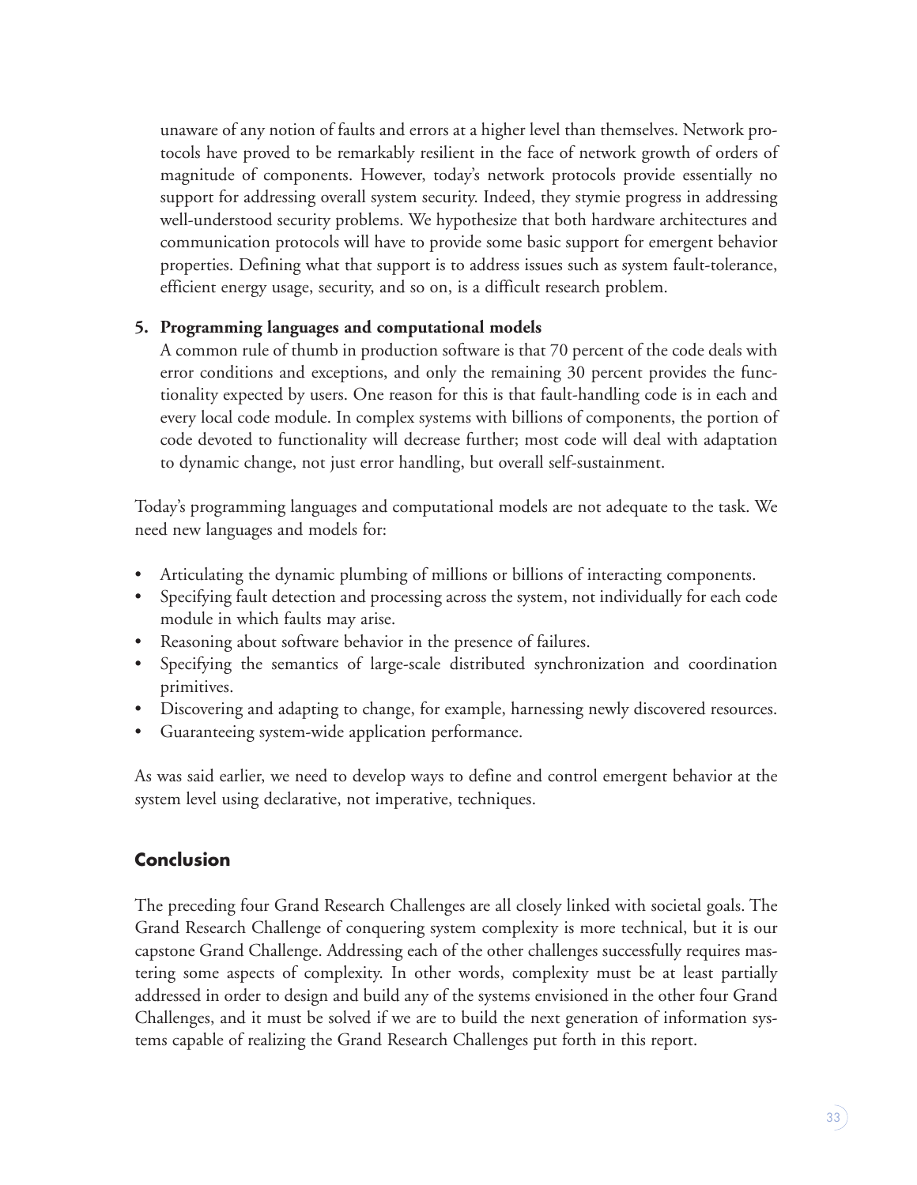unaware of any notion of faults and errors at a higher level than themselves. Network protocols have proved to be remarkably resilient in the face of network growth of orders of magnitude of components. However, today's network protocols provide essentially no support for addressing overall system security. Indeed, they stymie progress in addressing well-understood security problems. We hypothesize that both hardware architectures and communication protocols will have to provide some basic support for emergent behavior properties. Defining what that support is to address issues such as system fault-tolerance, efficient energy usage, security, and so on, is a difficult research problem.

5. **Programming languages and computational models**
   A common rule of thumb in production software is that 70 percent of the code deals with error conditions and exceptions, and only the remaining 30 percent provides the functionality expected by users. One reason for this is that fault-handling code is in each and every local code module. In complex systems with billions of components, the portion of code devoted to functionality will decrease further; most code will deal with adaptation to dynamic change, not just error handling, but overall self-sustainment.

Today's programming languages and computational models are not adequate to the task. We need new languages and models for:

- Articulating the dynamic plumbing of millions or billions of interacting components.
- Specifying fault detection and processing across the system, not individually for each code module in which faults may arise.
- Reasoning about software behavior in the presence of failures.
- Specifying the semantics of large-scale distributed synchronization and coordination primitives.
- Discovering and adapting to change, for example, harnessing newly discovered resources.
- Guaranteeing system-wide application performance.

As was said earlier, we need to develop ways to define and control emergent behavior at the system level using declarative, not imperative, techniques.

## Conclusion

The preceding four Grand Research Challenges are all closely linked with societal goals. The Grand Research Challenge of conquering system complexity is more technical, but it is our capstone Grand Challenge. Addressing each of the other challenges successfully requires mastering some aspects of complexity. In other words, complexity must be at least partially addressed in order to design and build any of the systems envisioned in the other four Grand Challenges, and it must be solved if we are to build the next generation of information systems capable of realizing the Grand Research Challenges put forth in this report.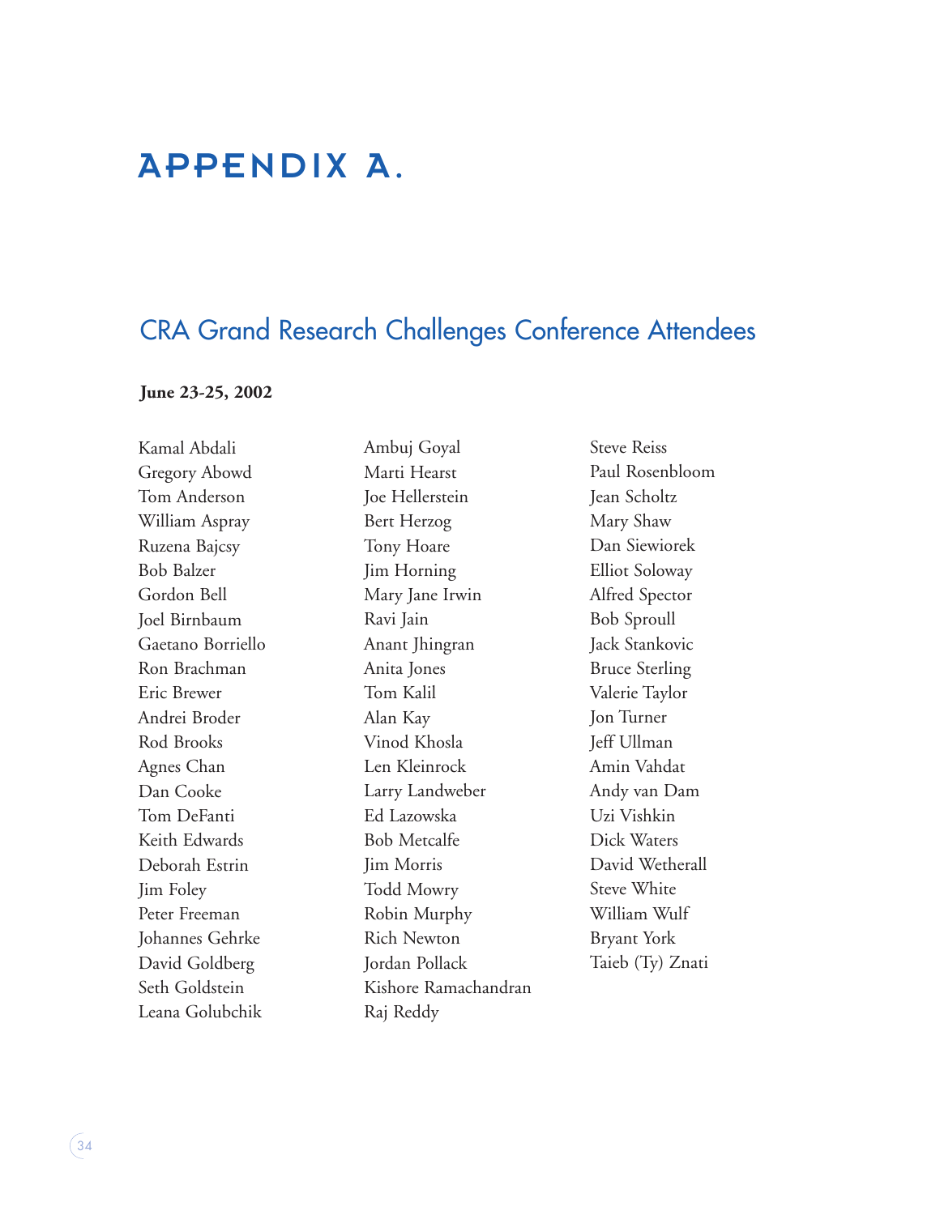# APPENDIX A.

## CRA Grand Research Challenges Conference Attendees

**June 23-25, 2002**

Kamal Abdali
Gregory Abowd
Tom Anderson
William Aspray
Ruzena Bajcsy
Bob Balzer
Gordon Bell
Joel Birnbaum
Gaetano Borriello
Ron Brachman
Eric Brewer
Andrei Broder
Rod Brooks
Agnes Chan
Dan Cooke
Tom DeFanti
Keith Edwards
Deborah Estrin
Jim Foley
Peter Freeman
Johannes Gehrke
David Goldberg
Seth Goldstein
Leana Golubchik
Ambuj Goyal
Marti Hearst
Joe Hellerstein
Bert Herzog
Tony Hoare
Jim Horning
Mary Jane Irwin
Ravi Jain
Anant Jhingran
Anita Jones
Tom Kalil
Alan Kay
Vinod Khosla
Len Kleinrock
Larry Landweber
Ed Lazowska
Bob Metcalfe
Jim Morris
Todd Mowry
Robin Murphy
Rich Newton
Jordan Pollack
Kishore Ramachandran
Raj Reddy
Steve Reiss
Paul Rosenbloom
Jean Scholtz
Mary Shaw
Dan Siewiorek
Elliot Soloway
Alfred Spector
Bob Sproull
Jack Stankovic
Bruce Sterling
Valerie Taylor
Jon Turner
Jeff Ullman
Amin Vahdat
Andy van Dam
Uzi Vishkin
Dick Waters
David Wetherall
Steve White
William Wulf
Bryant York
Taieb (Ty) Znati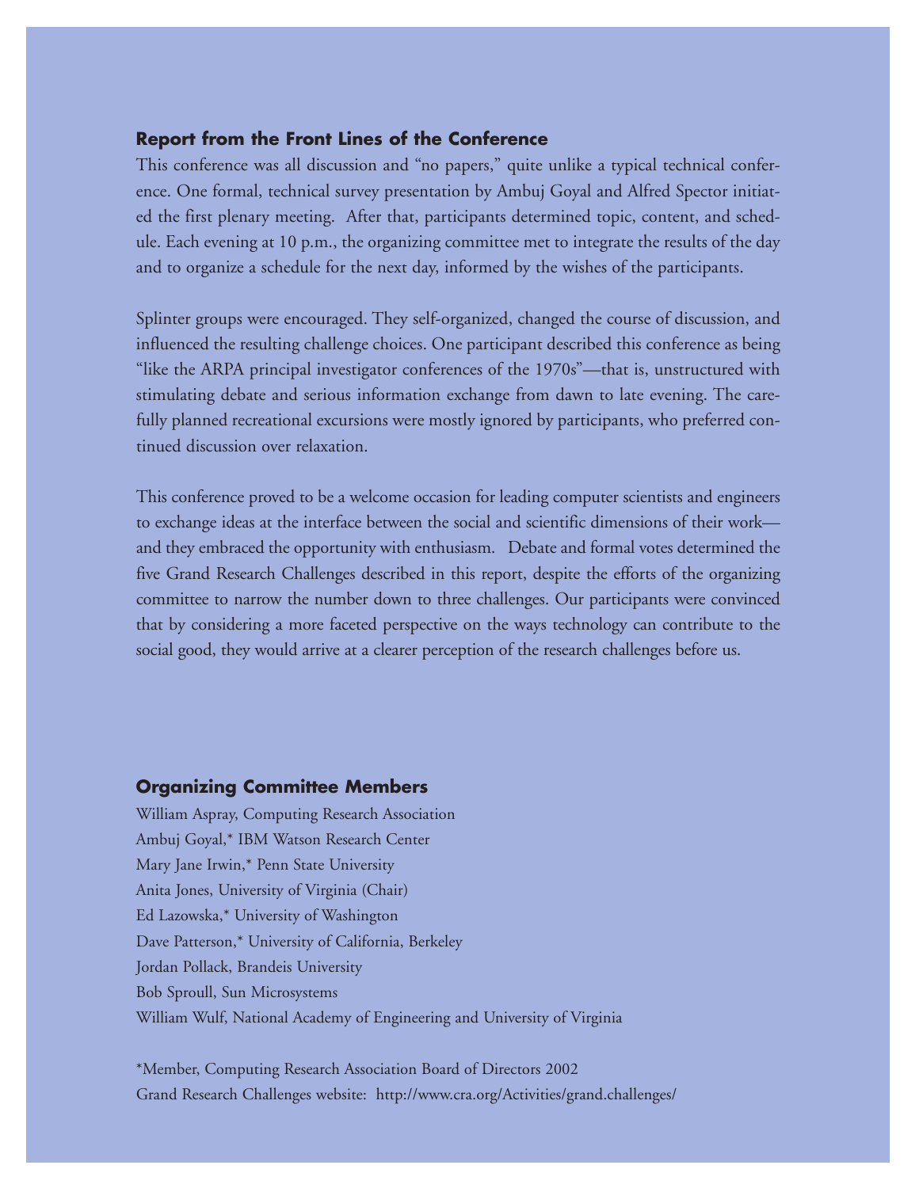## Report from the Front Lines of the Conference

This conference was all discussion and "no papers," quite unlike a typical technical conference. One formal, technical survey presentation by Ambuj Goyal and Alfred Spector initiated the first plenary meeting. After that, participants determined topic, content, and schedule. Each evening at 10 p.m., the organizing committee met to integrate the results of the day and to organize a schedule for the next day, informed by the wishes of the participants.

Splinter groups were encouraged. They self-organized, changed the course of discussion, and influenced the resulting challenge choices. One participant described this conference as being "like the ARPA principal investigator conferences of the 1970s"—that is, unstructured with stimulating debate and serious information exchange from dawn to late evening. The carefully planned recreational excursions were mostly ignored by participants, who preferred continued discussion over relaxation.

This conference proved to be a welcome occasion for leading computer scientists and engineers to exchange ideas at the interface between the social and scientific dimensions of their work—and they embraced the opportunity with enthusiasm. Debate and formal votes determined the five Grand Research Challenges described in this report, despite the efforts of the organizing committee to narrow the number down to three challenges. Our participants were convinced that by considering a more faceted perspective on the ways technology can contribute to the social good, they would arrive at a clearer perception of the research challenges before us.

## Organizing Committee Members

William Aspray, Computing Research Association
Ambuj Goyal,* IBM Watson Research Center
Mary Jane Irwin,* Penn State University
Anita Jones, University of Virginia (Chair)
Ed Lazowska,* University of Washington
Dave Patterson,* University of California, Berkeley
Jordan Pollack, Brandeis University
Bob Sproull, Sun Microsystems
William Wulf, National Academy of Engineering and University of Virginia

*Member, Computing Research Association Board of Directors 2002
Grand Research Challenges website: http://www.cra.org/Activities/grand.challenges/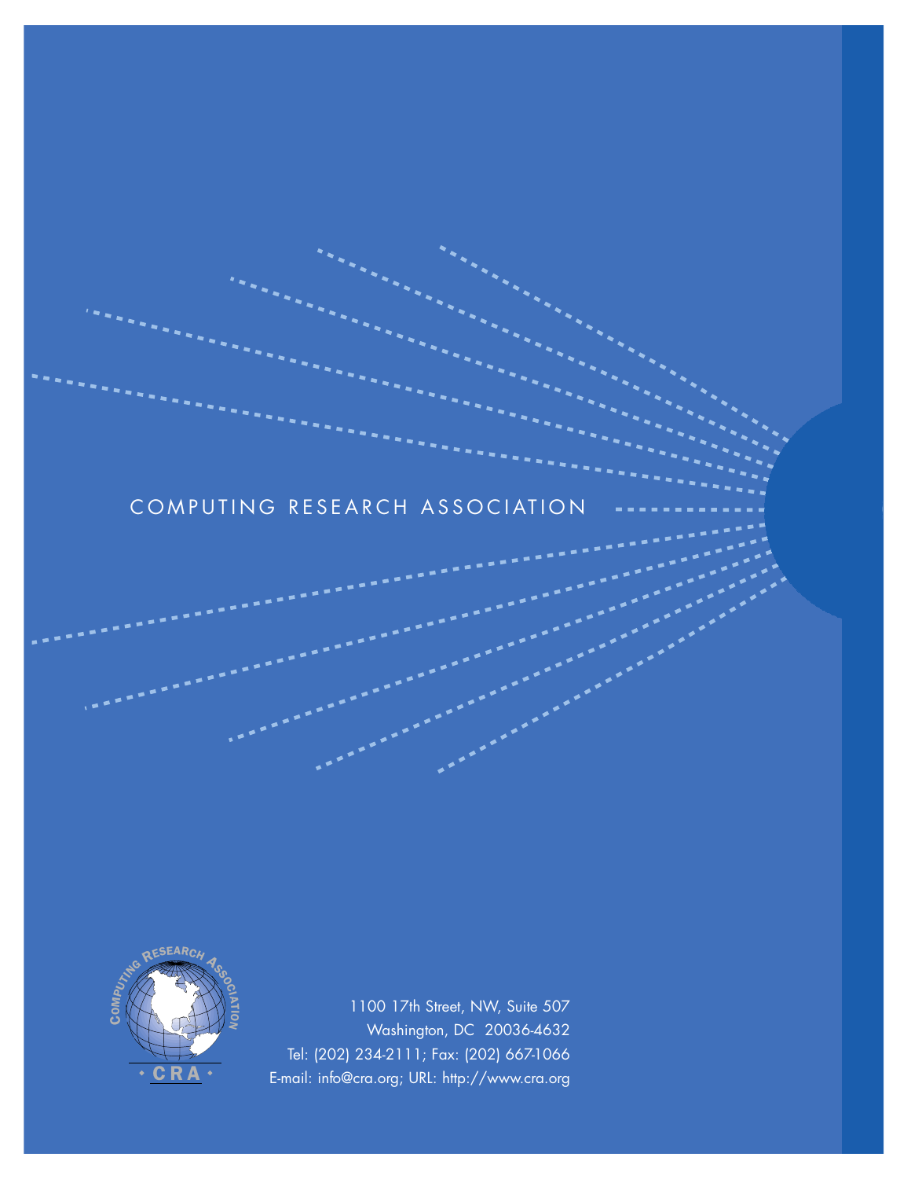COMPUTING RESEARCH ASSOCIATION

1100 17th Street, NW, Suite 507
Washington, DC 20036-4632
Tel: (202) 234-2111; Fax: (202) 667-1066
E-mail: info@cra.org; URL: http://www.cra.org